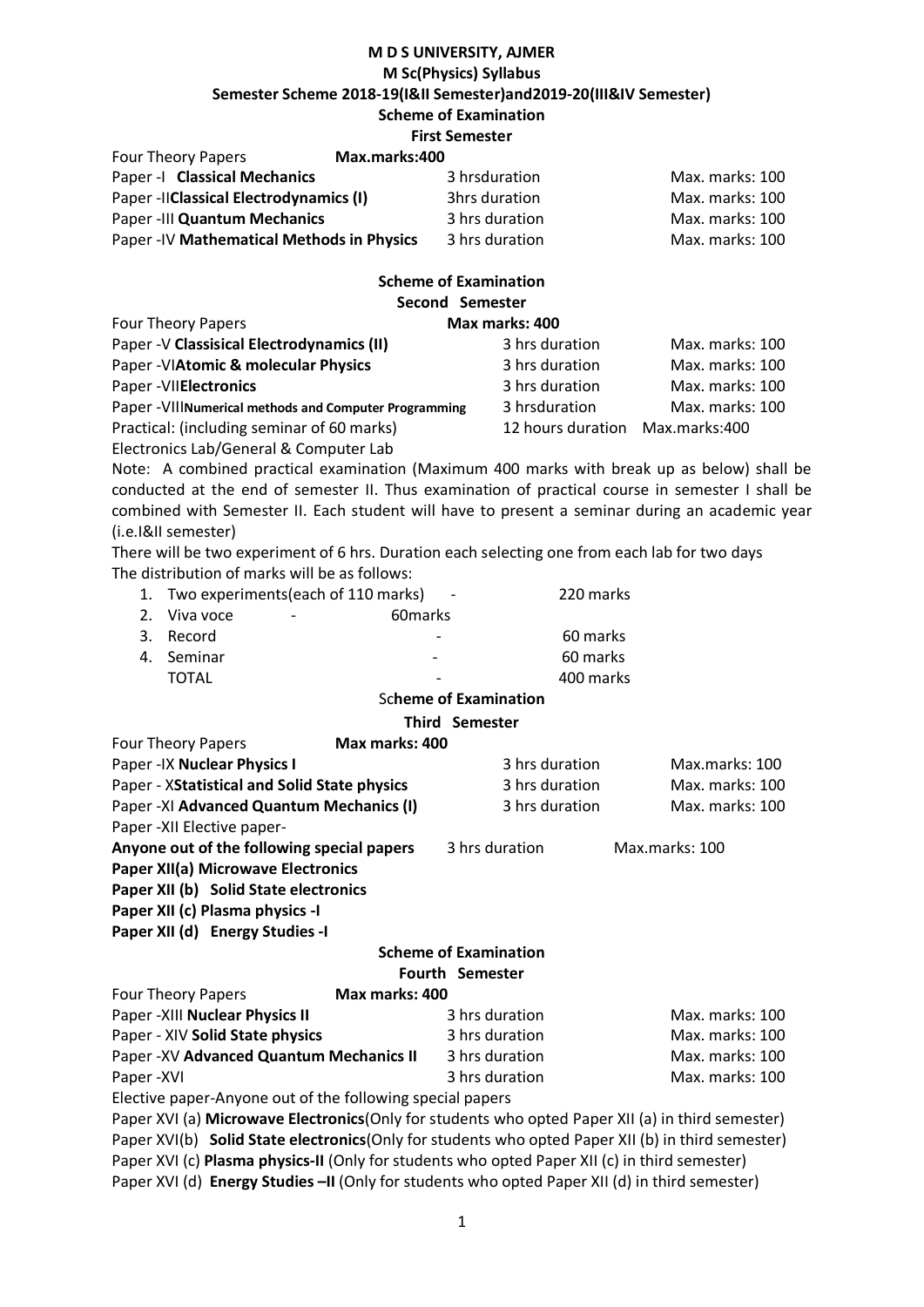# M D S UNIVERSITY, AJMER

## M Sc(Physics) Syllabus

### Semester Scheme 2018-19(I&II Semester)and2019-20(III&IV Semester)

### Scheme of Examination

### First Semester

| Four Theory Papers | Max.marks:400 | |
|---|---|---|
| Paper -I **Classical Mechanics** | 3 hrsduration | Max. marks: 100 |
| Paper -II**Classical Electrodynamics (I)** | 3hrs duration | Max. marks: 100 |
| Paper -III **Quantum Mechanics** | 3 hrs duration | Max. marks: 100 |
| Paper -IV **Mathematical Methods in Physics** | 3 hrs duration | Max. marks: 100 |

### Scheme of Examination

### Second Semester

| Four Theory Papers | Max marks: 400 | |
|---|---|---|
| Paper -V **Classisical Electrodynamics (II)** | 3 hrs duration | Max. marks: 100 |
| Paper -VI**Atomic & molecular Physics** | 3 hrs duration | Max. marks: 100 |
| Paper -VII**Electronics** | 3 hrs duration | Max. marks: 100 |
| Paper -VIII**Numerical methods and Computer Programming** | 3 hrsduration | Max. marks: 100 |
| Practical: (including seminar of 60 marks) | 12 hours duration | Max.marks:400 |

Electronics Lab/General & Computer Lab

Note: A combined practical examination (Maximum 400 marks with break up as below) shall be conducted at the end of semester II. Thus examination of practical course in semester I shall be combined with Semester II. Each student will have to present a seminar during an academic year (i.e.I&II semester)

There will be two experiment of 6 hrs. Duration each selecting one from each lab for two days

The distribution of marks will be as follows:

1. Two experiments(each of 110 marks) - 220 marks
2. Viva voce - 60marks
3. Record - 60 marks
4. Seminar - 60 marks

TOTAL - 400 marks

### Scheme of Examination

### Third Semester

| Four Theory Papers | Max marks: 400 | |
|---|---|---|
| Paper -IX **Nuclear Physics I** | 3 hrs duration | Max.marks: 100 |
| Paper - X**Statistical and Solid State physics** | 3 hrs duration | Max. marks: 100 |
| Paper -XI **Advanced Quantum Mechanics (I)** | 3 hrs duration | Max. marks: 100 |

Paper -XII Elective paper-

**Anyone out of the following special papers** 3 hrs duration Max.marks: 100

**Paper XII(a) Microwave Electronics**

**Paper XII (b) Solid State electronics**

**Paper XII (c) Plasma physics -I**

**Paper XII (d) Energy Studies -I**

### Scheme of Examination

### Fourth Semester

| Four Theory Papers | Max marks: 400 | |
|---|---|---|
| Paper -XIII **Nuclear Physics II** | 3 hrs duration | Max. marks: 100 |
| Paper - XIV **Solid State physics** | 3 hrs duration | Max. marks: 100 |
| Paper -XV **Advanced Quantum Mechanics II** | 3 hrs duration | Max. marks: 100 |
| Paper -XVI | 3 hrs duration | Max. marks: 100 |

Elective paper-Anyone out of the following special papers

Paper XVI (a) **Microwave Electronics**(Only for students who opted Paper XII (a) in third semester)

Paper XVI(b) **Solid State electronics**(Only for students who opted Paper XII (b) in third semester)

Paper XVI (c) **Plasma physics-II** (Only for students who opted Paper XII (c) in third semester)

Paper XVI (d) **Energy Studies –II** (Only for students who opted Paper XII (d) in third semester)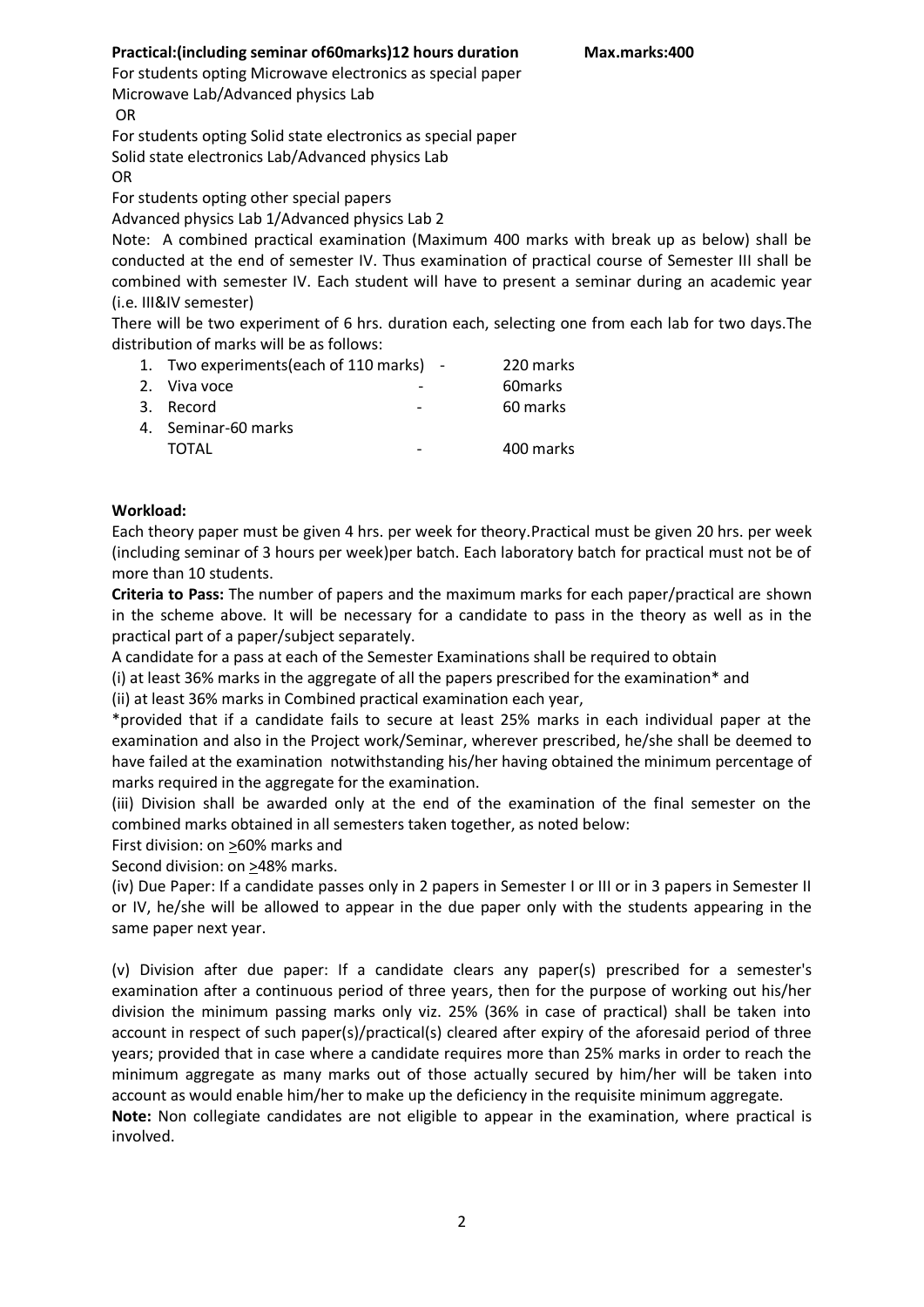**Practical:(including seminar of60marks)12 hours duration** **Max.marks:400**

For students opting Microwave electronics as special paper

Microwave Lab/Advanced physics Lab

OR

For students opting Solid state electronics as special paper

Solid state electronics Lab/Advanced physics Lab

OR

For students opting other special papers

Advanced physics Lab 1/Advanced physics Lab 2

Note: A combined practical examination (Maximum 400 marks with break up as below) shall be conducted at the end of semester IV. Thus examination of practical course of Semester III shall be combined with semester IV. Each student will have to present a seminar during an academic year (i.e. III&IV semester)

There will be two experiment of 6 hrs. duration each, selecting one from each lab for two days.The distribution of marks will be as follows:

1. Two experiments(each of 110 marks) - 220 marks
2. Viva voce - 60marks
3. Record - 60 marks
4. Seminar-60 marks

   TOTAL - 400 marks

**Workload:**

Each theory paper must be given 4 hrs. per week for theory.Practical must be given 20 hrs. per week (including seminar of 3 hours per week)per batch. Each laboratory batch for practical must not be of more than 10 students.

**Criteria to Pass:** The number of papers and the maximum marks for each paper/practical are shown in the scheme above. It will be necessary for a candidate to pass in the theory as well as in the practical part of a paper/subject separately.

A candidate for a pass at each of the Semester Examinations shall be required to obtain

(i) at least 36% marks in the aggregate of all the papers prescribed for the examination* and

(ii) at least 36% marks in Combined practical examination each year,

*provided that if a candidate fails to secure at least 25% marks in each individual paper at the examination and also in the Project work/Seminar, wherever prescribed, he/she shall be deemed to have failed at the examination notwithstanding his/her having obtained the minimum percentage of marks required in the aggregate for the examination.

(iii) Division shall be awarded only at the end of the examination of the final semester on the combined marks obtained in all semesters taken together, as noted below:

First division: on $\geq$60% marks and

Second division: on $\geq$48% marks.

(iv) Due Paper: If a candidate passes only in 2 papers in Semester I or III or in 3 papers in Semester II or IV, he/she will be allowed to appear in the due paper only with the students appearing in the same paper next year.

(v) Division after due paper: If a candidate clears any paper(s) prescribed for a semester's examination after a continuous period of three years, then for the purpose of working out his/her division the minimum passing marks only viz. 25% (36% in case of practical) shall be taken into account in respect of such paper(s)/practical(s) cleared after expiry of the aforesaid period of three years; provided that in case where a candidate requires more than 25% marks in order to reach the minimum aggregate as many marks out of those actually secured by him/her will be taken into account as would enable him/her to make up the deficiency in the requisite minimum aggregate.

**Note:** Non collegiate candidates are not eligible to appear in the examination, where practical is involved.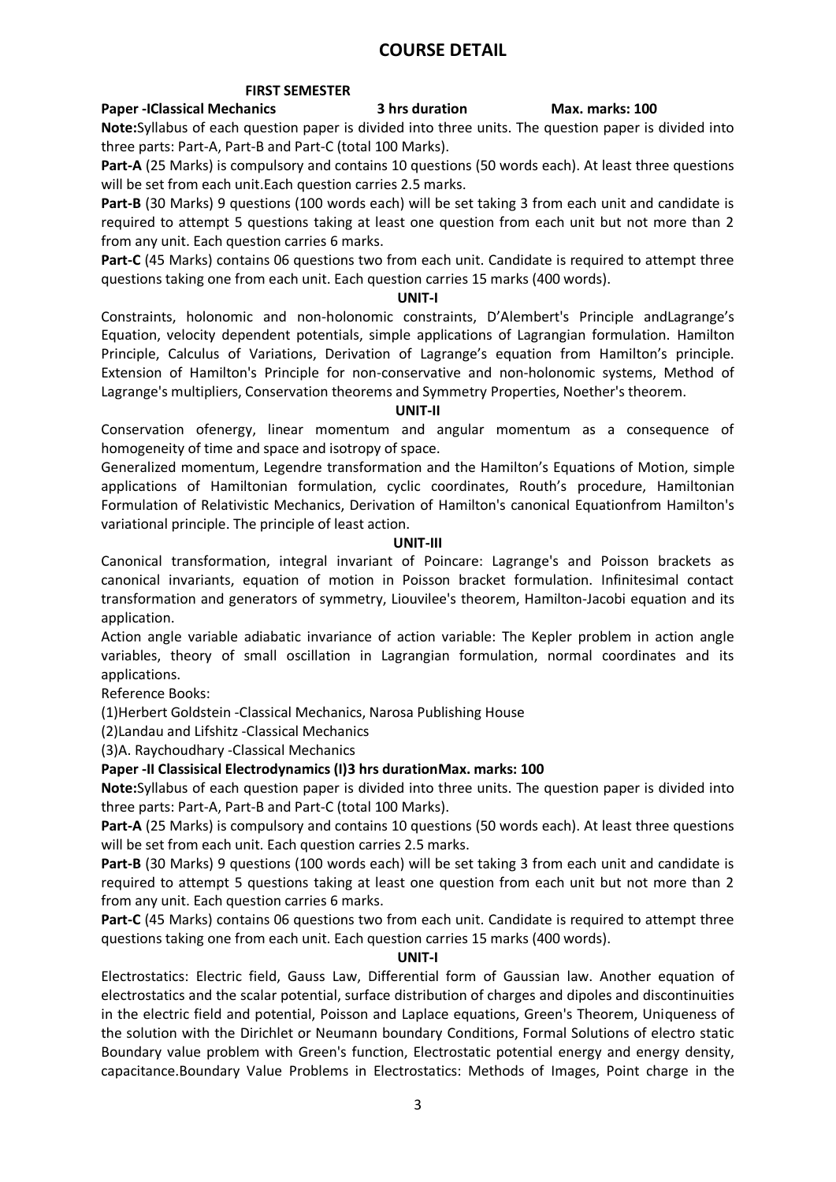## COURSE DETAIL

### FIRST SEMESTER

**Paper -IClassical Mechanics 3 hrs duration Max. marks: 100**

**Note:**Syllabus of each question paper is divided into three units. The question paper is divided into three parts: Part-A, Part-B and Part-C (total 100 Marks).

**Part-A** (25 Marks) is compulsory and contains 10 questions (50 words each). At least three questions will be set from each unit.Each question carries 2.5 marks.

**Part-B** (30 Marks) 9 questions (100 words each) will be set taking 3 from each unit and candidate is required to attempt 5 questions taking at least one question from each unit but not more than 2 from any unit. Each question carries 6 marks.

**Part-C** (45 Marks) contains 06 questions two from each unit. Candidate is required to attempt three questions taking one from each unit. Each question carries 15 marks (400 words).

**UNIT-I**

Constraints, holonomic and non-holonomic constraints, D'Alembert's Principle andLagrange's Equation, velocity dependent potentials, simple applications of Lagrangian formulation. Hamilton Principle, Calculus of Variations, Derivation of Lagrange's equation from Hamilton's principle. Extension of Hamilton's Principle for non-conservative and non-holonomic systems, Method of Lagrange's multipliers, Conservation theorems and Symmetry Properties, Noether's theorem.

**UNIT-II**

Conservation ofenergy, linear momentum and angular momentum as a consequence of homogeneity of time and space and isotropy of space.

Generalized momentum, Legendre transformation and the Hamilton's Equations of Motion, simple applications of Hamiltonian formulation, cyclic coordinates, Routh's procedure, Hamiltonian Formulation of Relativistic Mechanics, Derivation of Hamilton's canonical Equationfrom Hamilton's variational principle. The principle of least action.

**UNIT-III**

Canonical transformation, integral invariant of Poincare: Lagrange's and Poisson brackets as canonical invariants, equation of motion in Poisson bracket formulation. Infinitesimal contact transformation and generators of symmetry, Liouvilee's theorem, Hamilton-Jacobi equation and its application.

Action angle variable adiabatic invariance of action variable: The Kepler problem in action angle variables, theory of small oscillation in Lagrangian formulation, normal coordinates and its applications.

Reference Books:

(1)Herbert Goldstein -Classical Mechanics, Narosa Publishing House

(2)Landau and Lifshitz -Classical Mechanics

(3)A. Raychoudhary -Classical Mechanics

**Paper -II Classisical Electrodynamics (I)3 hrs durationMax. marks: 100**

**Note:**Syllabus of each question paper is divided into three units. The question paper is divided into three parts: Part-A, Part-B and Part-C (total 100 Marks).

**Part-A** (25 Marks) is compulsory and contains 10 questions (50 words each). At least three questions will be set from each unit. Each question carries 2.5 marks.

**Part-B** (30 Marks) 9 questions (100 words each) will be set taking 3 from each unit and candidate is required to attempt 5 questions taking at least one question from each unit but not more than 2 from any unit. Each question carries 6 marks.

**Part-C** (45 Marks) contains 06 questions two from each unit. Candidate is required to attempt three questions taking one from each unit. Each question carries 15 marks (400 words).

**UNIT-I**

Electrostatics: Electric field, Gauss Law, Differential form of Gaussian law. Another equation of electrostatics and the scalar potential, surface distribution of charges and dipoles and discontinuities in the electric field and potential, Poisson and Laplace equations, Green's Theorem, Uniqueness of the solution with the Dirichlet or Neumann boundary Conditions, Formal Solutions of electro static Boundary value problem with Green's function, Electrostatic potential energy and energy density, capacitance.Boundary Value Problems in Electrostatics: Methods of Images, Point charge in the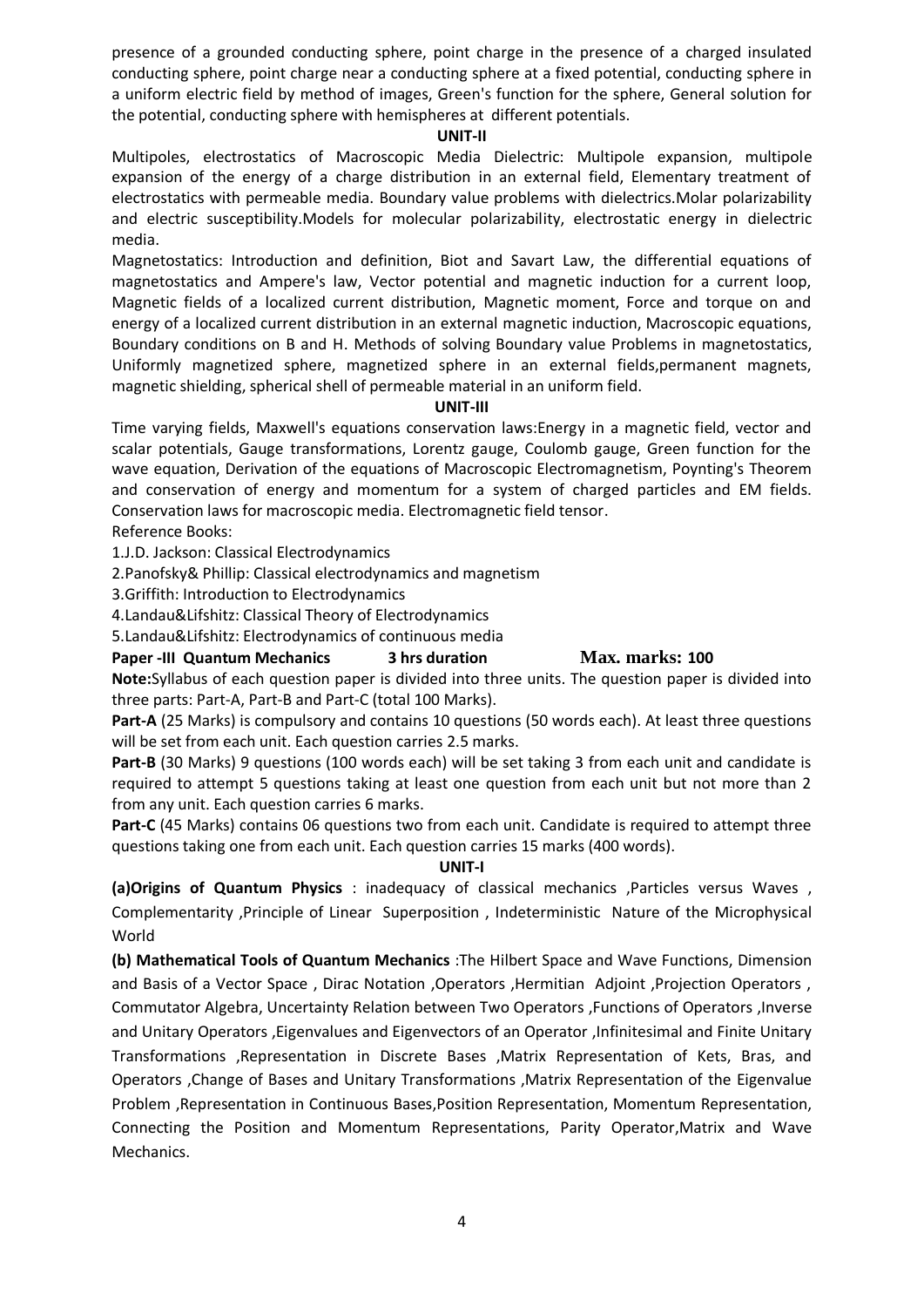presence of a grounded conducting sphere, point charge in the presence of a charged insulated conducting sphere, point charge near a conducting sphere at a fixed potential, conducting sphere in a uniform electric field by method of images, Green's function for the sphere, General solution for the potential, conducting sphere with hemispheres at different potentials.

**UNIT-II**

Multipoles, electrostatics of Macroscopic Media Dielectric: Multipole expansion, multipole expansion of the energy of a charge distribution in an external field, Elementary treatment of electrostatics with permeable media. Boundary value problems with dielectrics.Molar polarizability and electric susceptibility.Models for molecular polarizability, electrostatic energy in dielectric media.

Magnetostatics: Introduction and definition, Biot and Savart Law, the differential equations of magnetostatics and Ampere's law, Vector potential and magnetic induction for a current loop, Magnetic fields of a localized current distribution, Magnetic moment, Force and torque on and energy of a localized current distribution in an external magnetic induction, Macroscopic equations, Boundary conditions on B and H. Methods of solving Boundary value Problems in magnetostatics, Uniformly magnetized sphere, magnetized sphere in an external fields,permanent magnets, magnetic shielding, spherical shell of permeable material in an uniform field.

**UNIT-III**

Time varying fields, Maxwell's equations conservation laws:Energy in a magnetic field, vector and scalar potentials, Gauge transformations, Lorentz gauge, Coulomb gauge, Green function for the wave equation, Derivation of the equations of Macroscopic Electromagnetism, Poynting's Theorem and conservation of energy and momentum for a system of charged particles and EM fields. Conservation laws for macroscopic media. Electromagnetic field tensor.

Reference Books:

1.J.D. Jackson: Classical Electrodynamics

2.Panofsky& Phillip: Classical electrodynamics and magnetism

3.Griffith: Introduction to Electrodynamics

4.Landau&Lifshitz: Classical Theory of Electrodynamics

5.Landau&Lifshitz: Electrodynamics of continuous media

**Paper -III Quantum Mechanics 3 hrs duration Max. marks: 100**

**Note:**Syllabus of each question paper is divided into three units. The question paper is divided into three parts: Part-A, Part-B and Part-C (total 100 Marks).

**Part-A** (25 Marks) is compulsory and contains 10 questions (50 words each). At least three questions will be set from each unit. Each question carries 2.5 marks.

**Part-B** (30 Marks) 9 questions (100 words each) will be set taking 3 from each unit and candidate is required to attempt 5 questions taking at least one question from each unit but not more than 2 from any unit. Each question carries 6 marks.

**Part-C** (45 Marks) contains 06 questions two from each unit. Candidate is required to attempt three questions taking one from each unit. Each question carries 15 marks (400 words).

**UNIT-I**

**(a)Origins of Quantum Physics** : inadequacy of classical mechanics ,Particles versus Waves , Complementarity ,Principle of Linear Superposition , Indeterministic Nature of the Microphysical World

**(b) Mathematical Tools of Quantum Mechanics** :The Hilbert Space and Wave Functions, Dimension and Basis of a Vector Space , Dirac Notation ,Operators ,Hermitian Adjoint ,Projection Operators , Commutator Algebra, Uncertainty Relation between Two Operators ,Functions of Operators ,Inverse and Unitary Operators ,Eigenvalues and Eigenvectors of an Operator ,Infinitesimal and Finite Unitary Transformations ,Representation in Discrete Bases ,Matrix Representation of Kets, Bras, and Operators ,Change of Bases and Unitary Transformations ,Matrix Representation of the Eigenvalue Problem ,Representation in Continuous Bases,Position Representation, Momentum Representation, Connecting the Position and Momentum Representations, Parity Operator,Matrix and Wave Mechanics.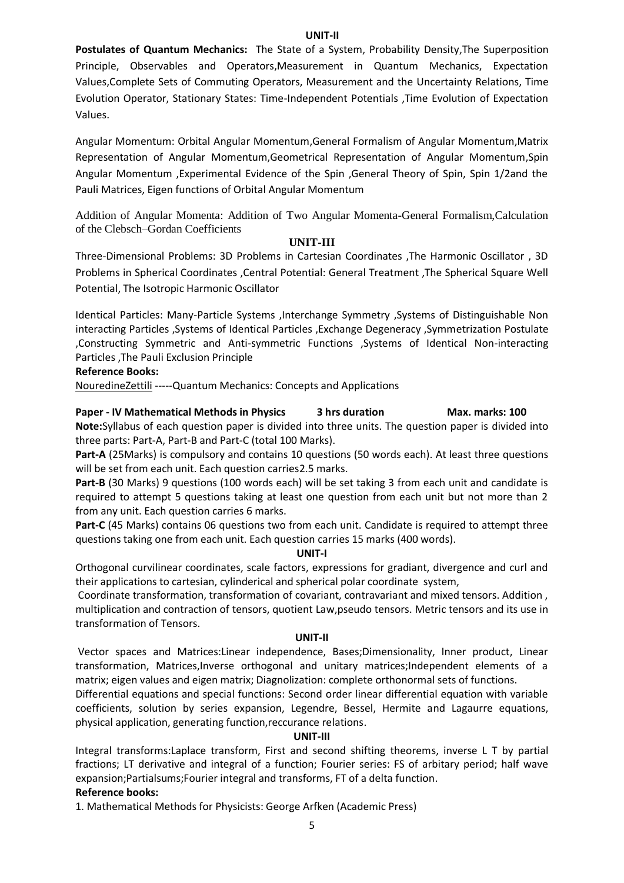**UNIT-II**

**Postulates of Quantum Mechanics:** The State of a System, Probability Density,The Superposition Principle, Observables and Operators,Measurement in Quantum Mechanics, Expectation Values,Complete Sets of Commuting Operators, Measurement and the Uncertainty Relations, Time Evolution Operator, Stationary States: Time-Independent Potentials ,Time Evolution of Expectation Values.

Angular Momentum: Orbital Angular Momentum,General Formalism of Angular Momentum,Matrix Representation of Angular Momentum,Geometrical Representation of Angular Momentum,Spin Angular Momentum ,Experimental Evidence of the Spin ,General Theory of Spin, Spin 1/2and the Pauli Matrices, Eigen functions of Orbital Angular Momentum

Addition of Angular Momenta: Addition of Two Angular Momenta-General Formalism,Calculation of the Clebsch–Gordan Coefficients

**UNIT-III**

Three-Dimensional Problems: 3D Problems in Cartesian Coordinates ,The Harmonic Oscillator , 3D Problems in Spherical Coordinates ,Central Potential: General Treatment ,The Spherical Square Well Potential, The Isotropic Harmonic Oscillator

Identical Particles: Many-Particle Systems ,Interchange Symmetry ,Systems of Distinguishable Non interacting Particles ,Systems of Identical Particles ,Exchange Degeneracy ,Symmetrization Postulate ,Constructing Symmetric and Anti-symmetric Functions ,Systems of Identical Non-interacting Particles ,The Pauli Exclusion Principle

**Reference Books:**

NouredineZettili -----Quantum Mechanics: Concepts and Applications

**Paper - IV Mathematical Methods in Physics 3 hrs duration Max. marks: 100**

**Note:**Syllabus of each question paper is divided into three units. The question paper is divided into three parts: Part-A, Part-B and Part-C (total 100 Marks).

**Part-A** (25Marks) is compulsory and contains 10 questions (50 words each). At least three questions will be set from each unit. Each question carries2.5 marks.

**Part-B** (30 Marks) 9 questions (100 words each) will be set taking 3 from each unit and candidate is required to attempt 5 questions taking at least one question from each unit but not more than 2 from any unit. Each question carries 6 marks.

**Part-C** (45 Marks) contains 06 questions two from each unit. Candidate is required to attempt three questions taking one from each unit. Each question carries 15 marks (400 words).

**UNIT-I**

Orthogonal curvilinear coordinates, scale factors, expressions for gradiant, divergence and curl and their applications to cartesian, cylinderical and spherical polar coordinate system,

Coordinate transformation, transformation of covariant, contravariant and mixed tensors. Addition , multiplication and contraction of tensors, quotient Law,pseudo tensors. Metric tensors and its use in transformation of Tensors.

**UNIT-II**

Vector spaces and Matrices:Linear independence, Bases;Dimensionality, Inner product, Linear transformation, Matrices,Inverse orthogonal and unitary matrices;Independent elements of a matrix; eigen values and eigen matrix; Diagnolization: complete orthonormal sets of functions.

Differential equations and special functions: Second order linear differential equation with variable coefficients, solution by series expansion, Legendre, Bessel, Hermite and Lagaurre equations, physical application, generating function,reccurance relations.

**UNIT-III**

Integral transforms:Laplace transform, First and second shifting theorems, inverse L T by partial fractions; LT derivative and integral of a function; Fourier series: FS of arbitary period; half wave expansion;Partialsums;Fourier integral and transforms, FT of a delta function.

**Reference books:**

1. Mathematical Methods for Physicists: George Arfken (Academic Press)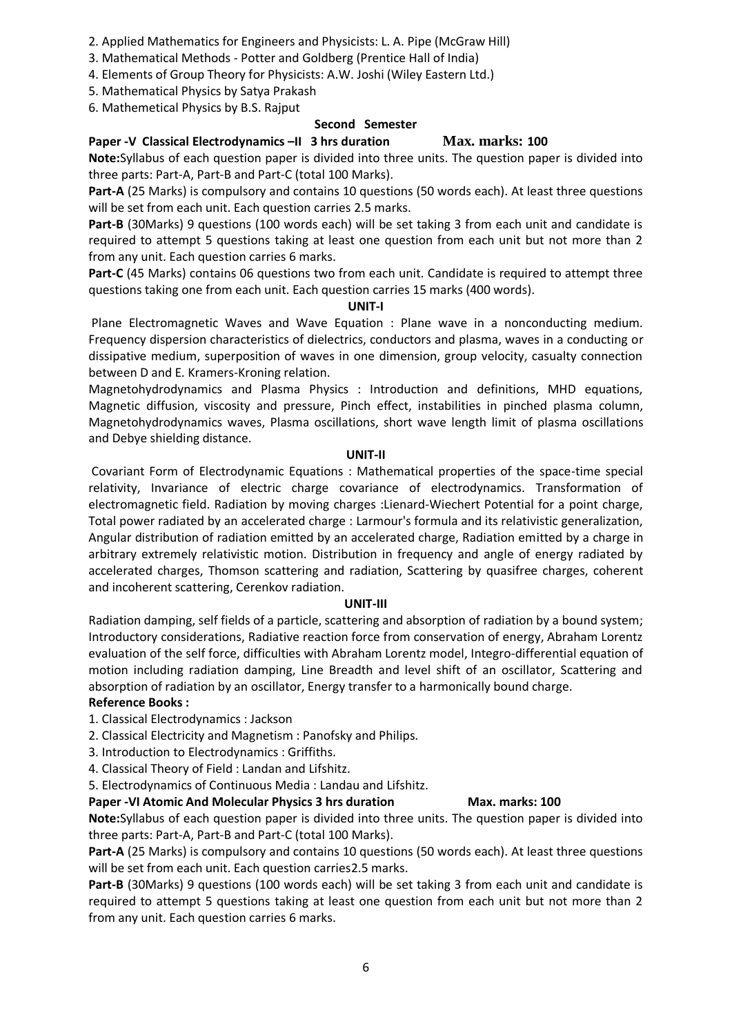2. Applied Mathematics for Engineers and Physicists: L. A. Pipe (McGraw Hill)
3. Mathematical Methods - Potter and Goldberg (Prentice Hall of India)
4. Elements of Group Theory for Physicists: A.W. Joshi (Wiley Eastern Ltd.)
5. Mathematical Physics by Satya Prakash
6. Mathemetical Physics by B.S. Rajput

## Second Semester

### Paper -V Classical Electrodynamics –II 3 hrs duration Max. marks: 100

**Note:** Syllabus of each question paper is divided into three units. The question paper is divided into three parts: Part-A, Part-B and Part-C (total 100 Marks).

**Part-A** (25 Marks) is compulsory and contains 10 questions (50 words each). At least three questions will be set from each unit. Each question carries 2.5 marks.

**Part-B** (30Marks) 9 questions (100 words each) will be set taking 3 from each unit and candidate is required to attempt 5 questions taking at least one question from each unit but not more than 2 from any unit. Each question carries 6 marks.

**Part-C** (45 Marks) contains 06 questions two from each unit. Candidate is required to attempt three questions taking one from each unit. Each question carries 15 marks (400 words).

#### UNIT-I

Plane Electromagnetic Waves and Wave Equation : Plane wave in a nonconducting medium. Frequency dispersion characteristics of dielectrics, conductors and plasma, waves in a conducting or dissipative medium, superposition of waves in one dimension, group velocity, casualty connection between D and E. Kramers-Kroning relation.

Magnetohydrodynamics and Plasma Physics : Introduction and definitions, MHD equations, Magnetic diffusion, viscosity and pressure, Pinch effect, instabilities in pinched plasma column, Magnetohydrodynamics waves, Plasma oscillations, short wave length limit of plasma oscillations and Debye shielding distance.

#### UNIT-II

Covariant Form of Electrodynamic Equations : Mathematical properties of the space-time special relativity, Invariance of electric charge covariance of electrodynamics. Transformation of electromagnetic field. Radiation by moving charges :Lienard-Wiechert Potential for a point charge, Total power radiated by an accelerated charge : Larmour's formula and its relativistic generalization, Angular distribution of radiation emitted by an accelerated charge, Radiation emitted by a charge in arbitrary extremely relativistic motion. Distribution in frequency and angle of energy radiated by accelerated charges, Thomson scattering and radiation, Scattering by quasifree charges, coherent and incoherent scattering, Cerenkov radiation.

#### UNIT-III

Radiation damping, self fields of a particle, scattering and absorption of radiation by a bound system; Introductory considerations, Radiative reaction force from conservation of energy, Abraham Lorentz evaluation of the self force, difficulties with Abraham Lorentz model, Integro-differential equation of motion including radiation damping, Line Breadth and level shift of an oscillator, Scattering and absorption of radiation by an oscillator, Energy transfer to a harmonically bound charge.

**Reference Books :**

1. Classical Electrodynamics : Jackson
2. Classical Electricity and Magnetism : Panofsky and Philips.
3. Introduction to Electrodynamics : Griffiths.
4. Classical Theory of Field : Landan and Lifshitz.
5. Electrodynamics of Continuous Media : Landau and Lifshitz.

### Paper -VI Atomic And Molecular Physics 3 hrs duration Max. marks: 100

**Note:** Syllabus of each question paper is divided into three units. The question paper is divided into three parts: Part-A, Part-B and Part-C (total 100 Marks).

**Part-A** (25 Marks) is compulsory and contains 10 questions (50 words each). At least three questions will be set from each unit. Each question carries2.5 marks.

**Part-B** (30Marks) 9 questions (100 words each) will be set taking 3 from each unit and candidate is required to attempt 5 questions taking at least one question from each unit but not more than 2 from any unit. Each question carries 6 marks.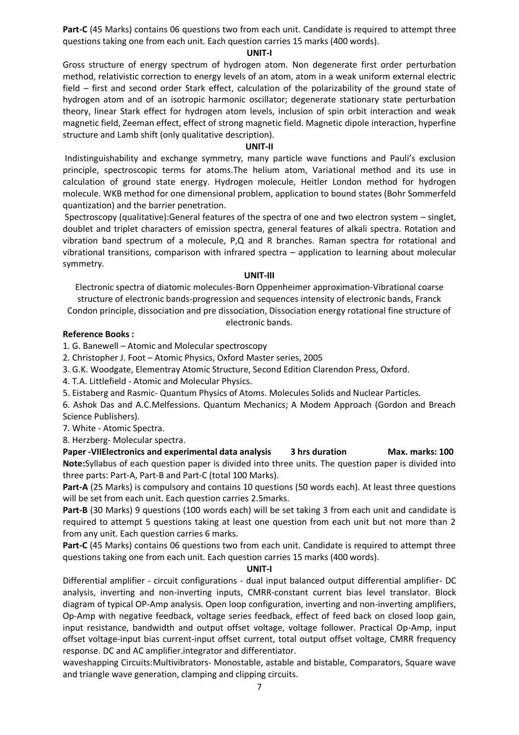**Part-C** (45 Marks) contains 06 questions two from each unit. Candidate is required to attempt three questions taking one from each unit. Each question carries 15 marks (400 words).

**UNIT-I**

Gross structure of energy spectrum of hydrogen atom. Non degenerate first order perturbation method, relativistic correction to energy levels of an atom, atom in a weak uniform external electric field – first and second order Stark effect, calculation of the polarizability of the ground state of hydrogen atom and of an isotropic harmonic oscillator; degenerate stationary state perturbation theory, linear Stark effect for hydrogen atom levels, inclusion of spin orbit interaction and weak magnetic field, Zeeman effect, effect of strong magnetic field. Magnetic dipole interaction, hyperfine structure and Lamb shift (only qualitative description).

**UNIT-II**

Indistinguishability and exchange symmetry, many particle wave functions and Pauli's exclusion principle, spectroscopic terms for atoms.The helium atom, Variational method and its use in calculation of ground state energy. Hydrogen molecule, Heitler London method for hydrogen molecule. WKB method for one dimensional problem, application to bound states (Bohr Sommerfeld quantization) and the barrier penetration.

Spectroscopy (qualitative):General features of the spectra of one and two electron system – singlet, doublet and triplet characters of emission spectra, general features of alkali spectra. Rotation and vibration band spectrum of a molecule, P,Q and R branches. Raman spectra for rotational and vibrational transitions, comparison with infrared spectra – application to learning about molecular symmetry.

**UNIT-III**

Electronic spectra of diatomic molecules-Born Oppenheimer approximation-Vibrational coarse structure of electronic bands-progression and sequences intensity of electronic bands, Franck Condon principle, dissociation and pre dissociation, Dissociation energy rotational fine structure of electronic bands.

**Reference Books :**

1. G. Banewell – Atomic and Molecular spectroscopy
2. Christopher J. Foot – Atomic Physics, Oxford Master series, 2005
3. G.K. Woodgate, Elementray Atomic Structure, Second Edition Clarendon Press, Oxford.
4. T.A. Littlefield - Atomic and Molecular Physics.
5. Eistaberg and Rasmic- Quantum Physics of Atoms. Molecules Solids and Nuclear Particles.
6. Ashok Das and A.C.Melfessions. Quantum Mechanics; A Modem Approach (Gordon and Breach Science Publishers).
7. White - Atomic Spectra.
8. Herzberg- Molecular spectra.

**Paper -VIIElectronics and experimental data analysis 3 hrs duration Max. marks: 100**

**Note:**Syllabus of each question paper is divided into three units. The question paper is divided into three parts: Part-A, Part-B and Part-C (total 100 Marks).

**Part-A** (25 Marks) is compulsory and contains 10 questions (50 words each). At least three questions will be set from each unit. Each question carries 2.5marks.

**Part-B** (30 Marks) 9 questions (100 words each) will be set taking 3 from each unit and candidate is required to attempt 5 questions taking at least one question from each unit but not more than 2 from any unit. Each question carries 6 marks.

**Part-C** (45 Marks) contains 06 questions two from each unit. Candidate is required to attempt three questions taking one from each unit. Each question carries 15 marks (400 words).

**UNIT-I**

Differential amplifier - circuit configurations - dual input balanced output differential amplifier- DC analysis, inverting and non-inverting inputs, CMRR-constant current bias level translator. Block diagram of typical OP-Amp analysis. Open loop configuration, inverting and non-inverting amplifiers, Op-Amp with negative feedback, voltage series feedback, effect of feed back on closed loop gain, input resistance, bandwidth and output offset voltage, voltage follower. Practical Op-Amp, input offset voltage-input bias current-input offset current, total output offset voltage, CMRR frequency response. DC and AC amplifier.integrator and differentiator.

waveshapping Circuits:Multivibrators- Monostable, astable and bistable, Comparators, Square wave and triangle wave generation, clamping and clipping circuits.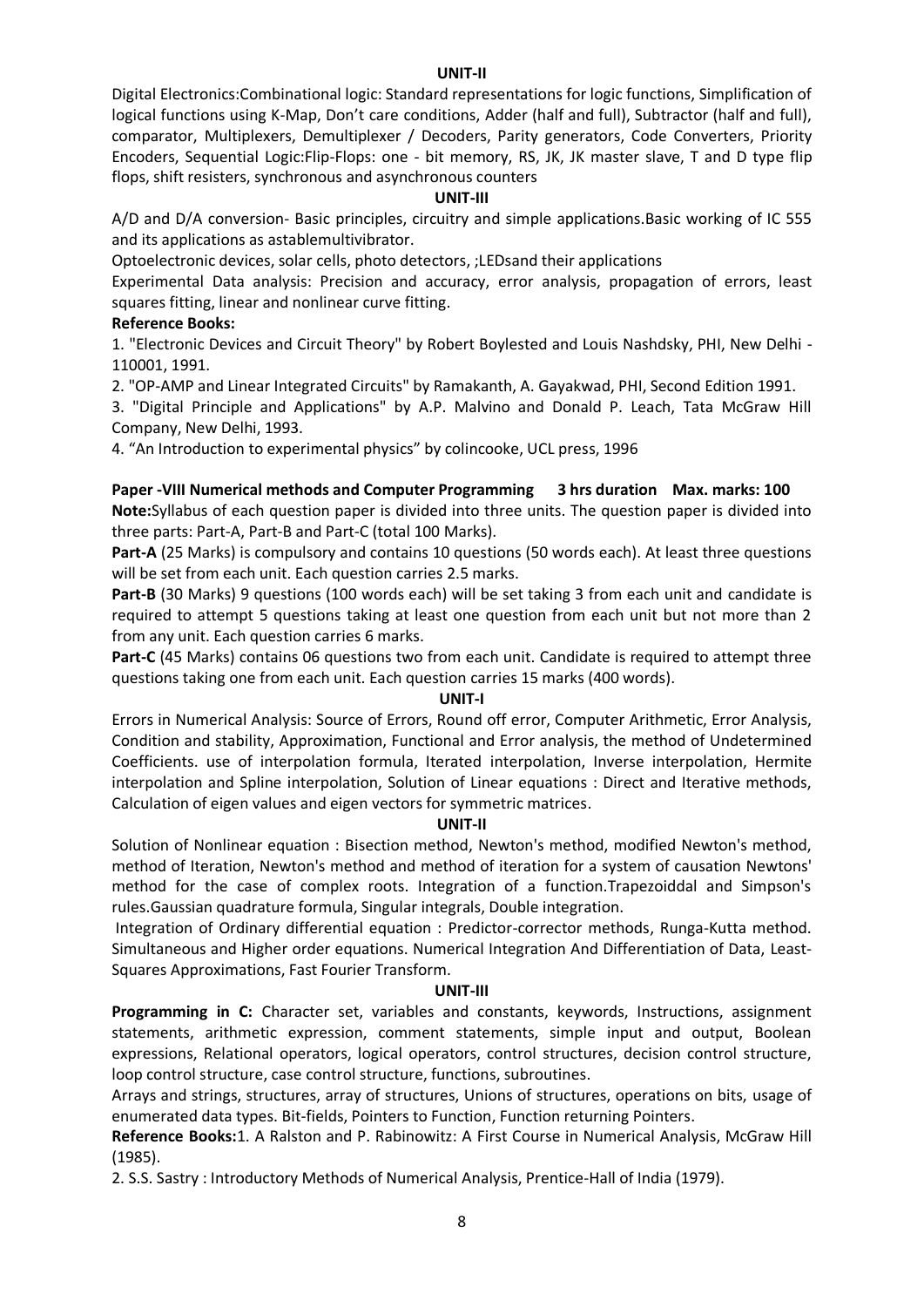**UNIT-II**

Digital Electronics:Combinational logic: Standard representations for logic functions, Simplification of logical functions using K-Map, Don't care conditions, Adder (half and full), Subtractor (half and full), comparator, Multiplexers, Demultiplexer / Decoders, Parity generators, Code Converters, Priority Encoders, Sequential Logic:Flip-Flops: one - bit memory, RS, JK, JK master slave, T and D type flip flops, shift resisters, synchronous and asynchronous counters

**UNIT-III**

A/D and D/A conversion- Basic principles, circuitry and simple applications.Basic working of IC 555 and its applications as astablemultivibrator.

Optoelectronic devices, solar cells, photo detectors, ;LEDsand their applications

Experimental Data analysis: Precision and accuracy, error analysis, propagation of errors, least squares fitting, linear and nonlinear curve fitting.

**Reference Books:**

1. "Electronic Devices and Circuit Theory" by Robert Boylested and Louis Nashdsky, PHI, New Delhi -110001, 1991.
2. "OP-AMP and Linear Integrated Circuits" by Ramakanth, A. Gayakwad, PHI, Second Edition 1991.
3. "Digital Principle and Applications" by A.P. Malvino and Donald P. Leach, Tata McGraw Hill Company, New Delhi, 1993.
4. "An Introduction to experimental physics" by colincooke, UCL press, 1996

**Paper -VIII Numerical methods and Computer Programming 3 hrs duration Max. marks: 100**

**Note:**Syllabus of each question paper is divided into three units. The question paper is divided into three parts: Part-A, Part-B and Part-C (total 100 Marks).

**Part-A** (25 Marks) is compulsory and contains 10 questions (50 words each). At least three questions will be set from each unit. Each question carries 2.5 marks.

**Part-B** (30 Marks) 9 questions (100 words each) will be set taking 3 from each unit and candidate is required to attempt 5 questions taking at least one question from each unit but not more than 2 from any unit. Each question carries 6 marks.

**Part-C** (45 Marks) contains 06 questions two from each unit. Candidate is required to attempt three questions taking one from each unit. Each question carries 15 marks (400 words).

**UNIT-I**

Errors in Numerical Analysis: Source of Errors, Round off error, Computer Arithmetic, Error Analysis, Condition and stability, Approximation, Functional and Error analysis, the method of Undetermined Coefficients. use of interpolation formula, Iterated interpolation, Inverse interpolation, Hermite interpolation and Spline interpolation, Solution of Linear equations : Direct and Iterative methods, Calculation of eigen values and eigen vectors for symmetric matrices.

**UNIT-II**

Solution of Nonlinear equation : Bisection method, Newton's method, modified Newton's method, method of Iteration, Newton's method and method of iteration for a system of causation Newtons' method for the case of complex roots. Integration of a function.Trapezoiddal and Simpson's rules.Gaussian quadrature formula, Singular integrals, Double integration.

Integration of Ordinary differential equation : Predictor-corrector methods, Runga-Kutta method. Simultaneous and Higher order equations. Numerical Integration And Differentiation of Data, Least-Squares Approximations, Fast Fourier Transform.

**UNIT-III**

**Programming in C:** Character set, variables and constants, keywords, Instructions, assignment statements, arithmetic expression, comment statements, simple input and output, Boolean expressions, Relational operators, logical operators, control structures, decision control structure, loop control structure, case control structure, functions, subroutines.

Arrays and strings, structures, array of structures, Unions of structures, operations on bits, usage of enumerated data types. Bit-fields, Pointers to Function, Function returning Pointers.

**Reference Books:**1. A Ralston and P. Rabinowitz: A First Course in Numerical Analysis, McGraw Hill (1985).

2. S.S. Sastry : Introductory Methods of Numerical Analysis, Prentice-Hall of India (1979).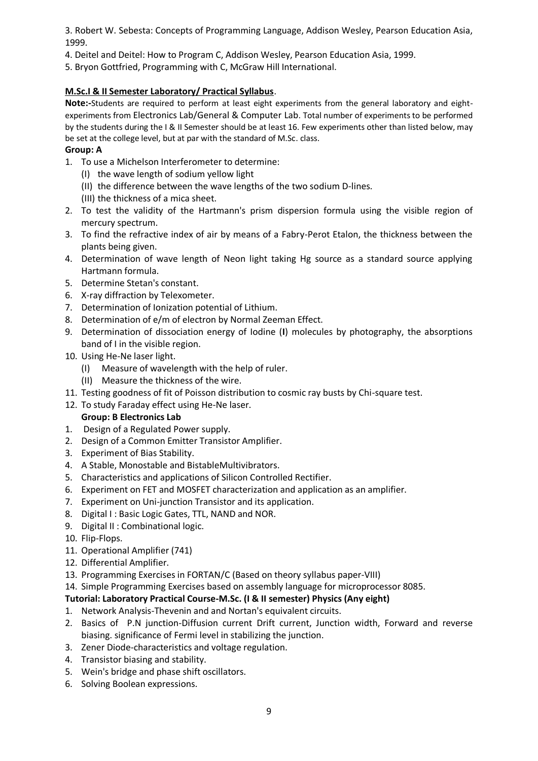3. Robert W. Sebesta: Concepts of Programming Language, Addison Wesley, Pearson Education Asia, 1999.
4. Deitel and Deitel: How to Program C, Addison Wesley, Pearson Education Asia, 1999.
5. Bryon Gottfried, Programming with C, McGraw Hill International.

**M.Sc.I & II Semester Laboratory/ Practical Syllabus**.

**Note:-**Students are required to perform at least eight experiments from the general laboratory and eight-experiments from Electronics Lab/General & Computer Lab. Total number of experiments to be performed by the students during the I & II Semester should be at least 16. Few experiments other than listed below, may be set at the college level, but at par with the standard of M.Sc. class.

**Group: A**

1. To use a Michelson Interferometer to determine:
   (I) the wave length of sodium yellow light
   (II) the difference between the wave lengths of the two sodium D-lines.
   (III) the thickness of a mica sheet.
2. To test the validity of the Hartmann's prism dispersion formula using the visible region of mercury spectrum.
3. To find the refractive index of air by means of a Fabry-Perot Etalon, the thickness between the plants being given.
4. Determination of wave length of Neon light taking Hg source as a standard source applying Hartmann formula.
5. Determine Stetan's constant.
6. X-ray diffraction by Telexometer.
7. Determination of Ionization potential of Lithium.
8. Determination of e/m of electron by Normal Zeeman Effect.
9. Determination of dissociation energy of Iodine (**I**) molecules by photography, the absorptions band of I in the visible region.
10. Using He-Ne laser light.
    (I) Measure of wavelength with the help of ruler.
    (II) Measure the thickness of the wire.
11. Testing goodness of fit of Poisson distribution to cosmic ray busts by Chi-square test.
12. To study Faraday effect using He-Ne laser.

**Group: B Electronics Lab**

1. Design of a Regulated Power supply.
2. Design of a Common Emitter Transistor Amplifier.
3. Experiment of Bias Stability.
4. A Stable, Monostable and BistableMultivibrators.
5. Characteristics and applications of Silicon Controlled Rectifier.
6. Experiment on FET and MOSFET characterization and application as an amplifier.
7. Experiment on Uni-junction Transistor and its application.
8. Digital I : Basic Logic Gates, TTL, NAND and NOR.
9. Digital II : Combinational logic.
10. Flip-Flops.
11. Operational Amplifier (741)
12. Differential Amplifier.
13. Programming Exercises in FORTAN/C (Based on theory syllabus paper-VIII)
14. Simple Programming Exercises based on assembly language for microprocessor 8085.

**Tutorial: Laboratory Practical Course-M.Sc. (I & II semester) Physics (Any eight)**

1. Network Analysis-Thevenin and and Nortan's equivalent circuits.
2. Basics of P.N junction-Diffusion current Drift current, Junction width, Forward and reverse biasing. significance of Fermi level in stabilizing the junction.
3. Zener Diode-characteristics and voltage regulation.
4. Transistor biasing and stability.
5. Wein's bridge and phase shift oscillators.
6. Solving Boolean expressions.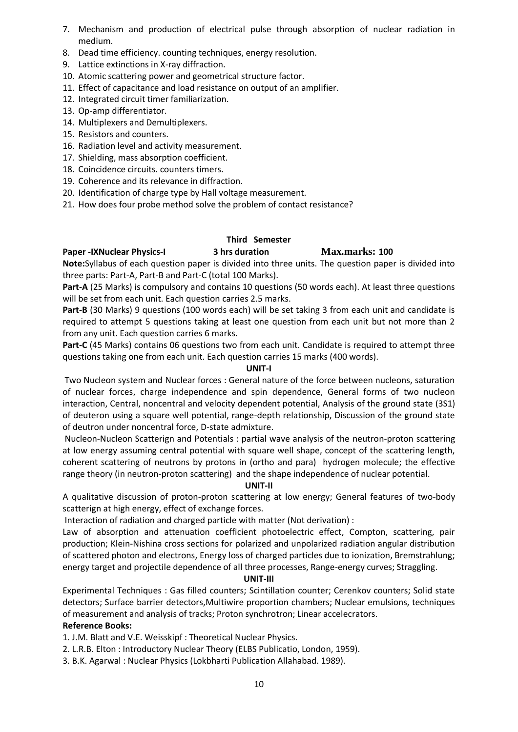7. Mechanism and production of electrical pulse through absorption of nuclear radiation in medium.
8. Dead time efficiency. counting techniques, energy resolution.
9. Lattice extinctions in X-ray diffraction.
10. Atomic scattering power and geometrical structure factor.
11. Effect of capacitance and load resistance on output of an amplifier.
12. Integrated circuit timer familiarization.
13. Op-amp differentiator.
14. Multiplexers and Demultiplexers.
15. Resistors and counters.
16. Radiation level and activity measurement.
17. Shielding, mass absorption coefficient.
18. Coincidence circuits. counters timers.
19. Coherence and its relevance in diffraction.
20. Identification of charge type by Hall voltage measurement.
21. How does four probe method solve the problem of contact resistance?

**Third Semester**

**Paper -IXNuclear Physics-I** **3 hrs duration** **Max.marks: 100**

**Note:**Syllabus of each question paper is divided into three units. The question paper is divided into three parts: Part-A, Part-B and Part-C (total 100 Marks).

**Part-A** (25 Marks) is compulsory and contains 10 questions (50 words each). At least three questions will be set from each unit. Each question carries 2.5 marks.

**Part-B** (30 Marks) 9 questions (100 words each) will be set taking 3 from each unit and candidate is required to attempt 5 questions taking at least one question from each unit but not more than 2 from any unit. Each question carries 6 marks.

**Part-C** (45 Marks) contains 06 questions two from each unit. Candidate is required to attempt three questions taking one from each unit. Each question carries 15 marks (400 words).

**UNIT-I**

Two Nucleon system and Nuclear forces : General nature of the force between nucleons, saturation of nuclear forces, charge independence and spin dependence, General forms of two nucleon interaction, Central, noncentral and velocity dependent potential, Analysis of the ground state (3S1) of deuteron using a square well potential, range-depth relationship, Discussion of the ground state of deutron under noncentral force, D-state admixture.

Nucleon-Nucleon Scatterign and Potentials : partial wave analysis of the neutron-proton scattering at low energy assuming central potential with square well shape, concept of the scattering length, coherent scattering of neutrons by protons in (ortho and para) hydrogen molecule; the effective range theory (in neutron-proton scattering) and the shape independence of nuclear potential.

**UNIT-II**

A qualitative discussion of proton-proton scattering at low energy; General features of two-body scatterign at high energy, effect of exchange forces.

Interaction of radiation and charged particle with matter (Not derivation) :

Law of absorption and attenuation coefficient photoelectric effect, Compton, scattering, pair production; Klein-Nishina cross sections for polarized and unpolarized radiation angular distribution of scattered photon and electrons, Energy loss of charged particles due to ionization, Bremstrahlung; energy target and projectile dependence of all three processes, Range-energy curves; Straggling.

**UNIT-III**

Experimental Techniques : Gas filled counters; Scintillation counter; Cerenkov counters; Solid state detectors; Surface barrier detectors,Multiwire proportion chambers; Nuclear emulsions, techniques of measurement and analysis of tracks; Proton synchrotron; Linear accelecrators.

**Reference Books:**

1. J.M. Blatt and V.E. Weisskipf : Theoretical Nuclear Physics.
2. L.R.B. Elton : Introductory Nuclear Theory (ELBS Publicatio, London, 1959).
3. B.K. Agarwal : Nuclear Physics (Lokbharti Publication Allahabad. 1989).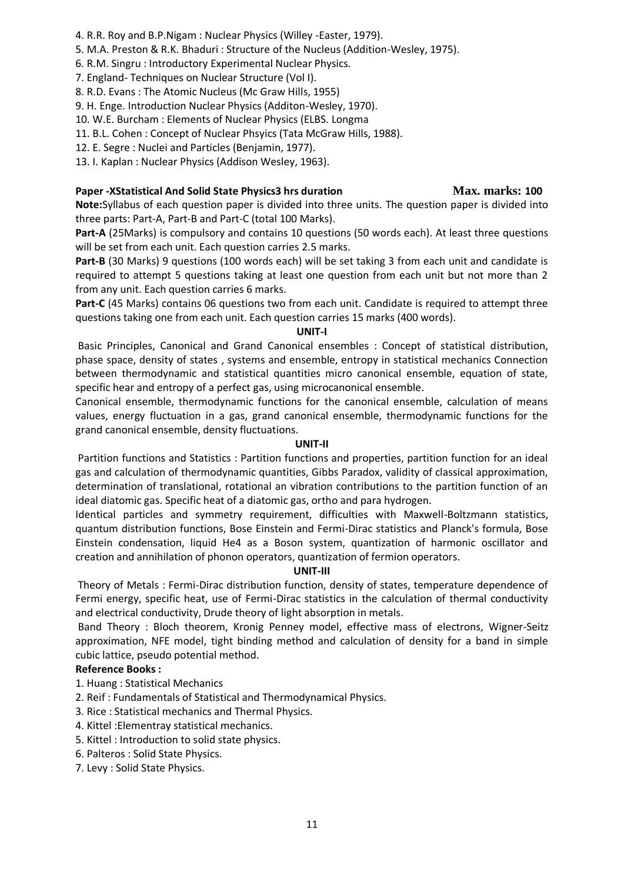4. R.R. Roy and B.P.Nigam : Nuclear Physics (Willey -Easter, 1979).
5. M.A. Preston & R.K. Bhaduri : Structure of the Nucleus (Addition-Wesley, 1975).
6. R.M. Singru : Introductory Experimental Nuclear Physics.
7. England- Techniques on Nuclear Structure (Vol I).
8. R.D. Evans : The Atomic Nucleus (Mc Graw Hills, 1955)
9. H. Enge. Introduction Nuclear Physics (Additon-Wesley, 1970).
10. W.E. Burcham : Elements of Nuclear Physics (ELBS. Longma
11. B.L. Cohen : Concept of Nuclear Phsyics (Tata McGraw Hills, 1988).
12. E. Segre : Nuclei and Particles (Benjamin, 1977).
13. I. Kaplan : Nuclear Physics (Addison Wesley, 1963).

**Paper -XStatistical And Solid State Physics3 hrs duration** **Max. marks: 100**

**Note:**Syllabus of each question paper is divided into three units. The question paper is divided into three parts: Part-A, Part-B and Part-C (total 100 Marks).

**Part-A** (25Marks) is compulsory and contains 10 questions (50 words each). At least three questions will be set from each unit. Each question carries 2.5 marks.

**Part-B** (30 Marks) 9 questions (100 words each) will be set taking 3 from each unit and candidate is required to attempt 5 questions taking at least one question from each unit but not more than 2 from any unit. Each question carries 6 marks.

**Part-C** (45 Marks) contains 06 questions two from each unit. Candidate is required to attempt three questions taking one from each unit. Each question carries 15 marks (400 words).

**UNIT-I**

Basic Principles, Canonical and Grand Canonical ensembles : Concept of statistical distribution, phase space, density of states , systems and ensemble, entropy in statistical mechanics Connection between thermodynamic and statistical quantities micro canonical ensemble, equation of state, specific hear and entropy of a perfect gas, using microcanonical ensemble.

Canonical ensemble, thermodynamic functions for the canonical ensemble, calculation of means values, energy fluctuation in a gas, grand canonical ensemble, thermodynamic functions for the grand canonical ensemble, density fluctuations.

**UNIT-II**

Partition functions and Statistics : Partition functions and properties, partition function for an ideal gas and calculation of thermodynamic quantities, Gibbs Paradox, validity of classical approximation, determination of translational, rotational an vibration contributions to the partition function of an ideal diatomic gas. Specific heat of a diatomic gas, ortho and para hydrogen.

Identical particles and symmetry requirement, difficulties with Maxwell-Boltzmann statistics, quantum distribution functions, Bose Einstein and Fermi-Dirac statistics and Planck's formula, Bose Einstein condensation, liquid He4 as a Boson system, quantization of harmonic oscillator and creation and annihilation of phonon operators, quantization of fermion operators.

**UNIT-III**

Theory of Metals : Fermi-Dirac distribution function, density of states, temperature dependence of Fermi energy, specific heat, use of Fermi-Dirac statistics in the calculation of thermal conductivity and electrical conductivity, Drude theory of light absorption in metals.

Band Theory : Bloch theorem, Kronig Penney model, effective mass of electrons, Wigner-Seitz approximation, NFE model, tight binding method and calculation of density for a band in simple cubic lattice, pseudo potential method.

**Reference Books :**

1. Huang : Statistical Mechanics
2. Reif : Fundamentals of Statistical and Thermodynamical Physics.
3. Rice : Statistical mechanics and Thermal Physics.
4. Kittel :Elementray statistical mechanics.
5. Kittel : Introduction to solid state physics.
6. Palteros : Solid State Physics.
7. Levy : Solid State Physics.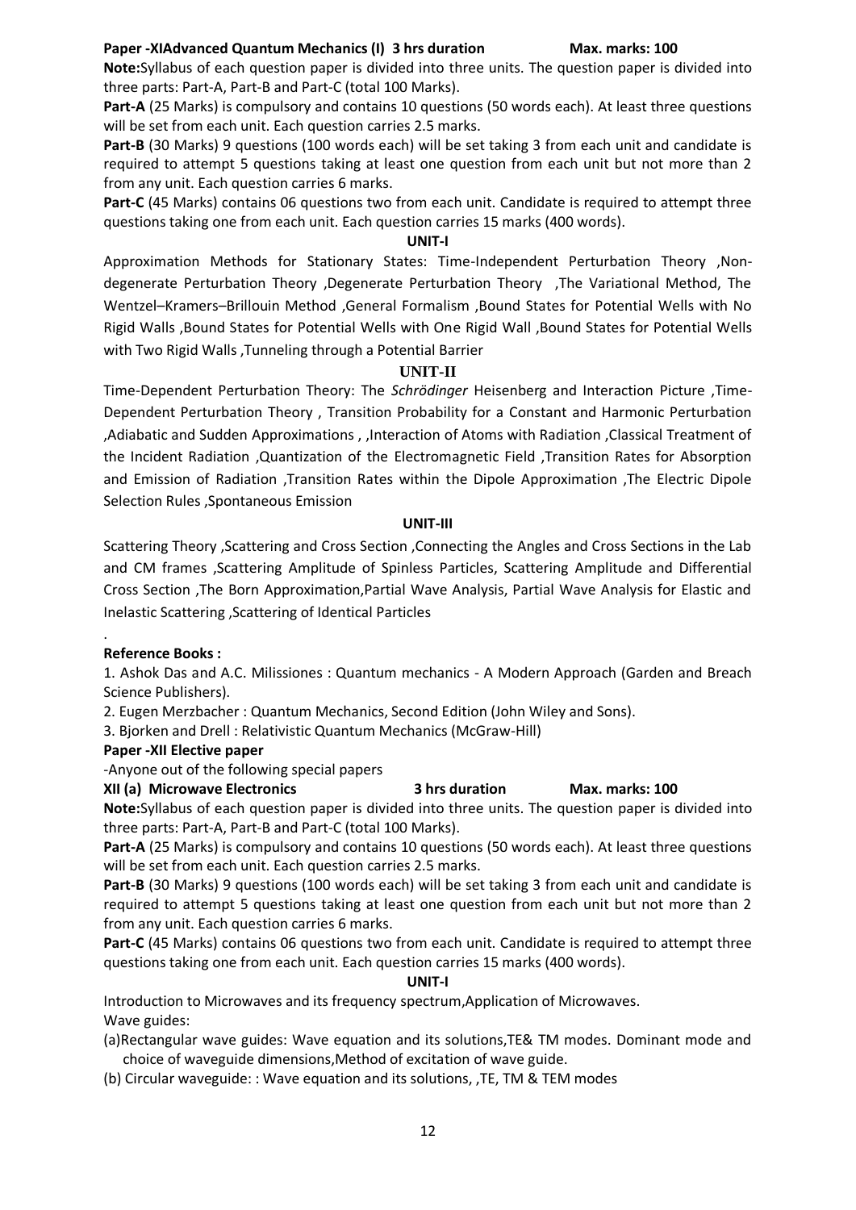**Paper -XIAdvanced Quantum Mechanics (I) 3 hrs duration Max. marks: 100**

**Note:**Syllabus of each question paper is divided into three units. The question paper is divided into three parts: Part-A, Part-B and Part-C (total 100 Marks).

**Part-A** (25 Marks) is compulsory and contains 10 questions (50 words each). At least three questions will be set from each unit. Each question carries 2.5 marks.

**Part-B** (30 Marks) 9 questions (100 words each) will be set taking 3 from each unit and candidate is required to attempt 5 questions taking at least one question from each unit but not more than 2 from any unit. Each question carries 6 marks.

**Part-C** (45 Marks) contains 06 questions two from each unit. Candidate is required to attempt three questions taking one from each unit. Each question carries 15 marks (400 words).

**UNIT-I**

Approximation Methods for Stationary States: Time-Independent Perturbation Theory ,Non-degenerate Perturbation Theory ,Degenerate Perturbation Theory ,The Variational Method, The Wentzel–Kramers–Brillouin Method ,General Formalism ,Bound States for Potential Wells with No Rigid Walls ,Bound States for Potential Wells with One Rigid Wall ,Bound States for Potential Wells with Two Rigid Walls ,Tunneling through a Potential Barrier

**UNIT-II**

Time-Dependent Perturbation Theory: The *Schrödinger* Heisenberg and Interaction Picture ,Time-Dependent Perturbation Theory , Transition Probability for a Constant and Harmonic Perturbation ,Adiabatic and Sudden Approximations , ,Interaction of Atoms with Radiation ,Classical Treatment of the Incident Radiation ,Quantization of the Electromagnetic Field ,Transition Rates for Absorption and Emission of Radiation ,Transition Rates within the Dipole Approximation ,The Electric Dipole Selection Rules ,Spontaneous Emission

**UNIT-III**

Scattering Theory ,Scattering and Cross Section ,Connecting the Angles and Cross Sections in the Lab and CM frames ,Scattering Amplitude of Spinless Particles, Scattering Amplitude and Differential Cross Section ,The Born Approximation,Partial Wave Analysis, Partial Wave Analysis for Elastic and Inelastic Scattering ,Scattering of Identical Particles

.

**Reference Books :**

1. Ashok Das and A.C. Milissiones : Quantum mechanics - A Modern Approach (Garden and Breach Science Publishers).
2. Eugen Merzbacher : Quantum Mechanics, Second Edition (John Wiley and Sons).
3. Bjorken and Drell : Relativistic Quantum Mechanics (McGraw-Hill)

**Paper -XII Elective paper**

-Anyone out of the following special papers

**XII (a) Microwave Electronics 3 hrs duration Max. marks: 100**

**Note:**Syllabus of each question paper is divided into three units. The question paper is divided into three parts: Part-A, Part-B and Part-C (total 100 Marks).

**Part-A** (25 Marks) is compulsory and contains 10 questions (50 words each). At least three questions will be set from each unit. Each question carries 2.5 marks.

**Part-B** (30 Marks) 9 questions (100 words each) will be set taking 3 from each unit and candidate is required to attempt 5 questions taking at least one question from each unit but not more than 2 from any unit. Each question carries 6 marks.

**Part-C** (45 Marks) contains 06 questions two from each unit. Candidate is required to attempt three questions taking one from each unit. Each question carries 15 marks (400 words).

**UNIT-I**

Introduction to Microwaves and its frequency spectrum,Application of Microwaves.

Wave guides:

(a)Rectangular wave guides: Wave equation and its solutions,TE& TM modes. Dominant mode and choice of waveguide dimensions,Method of excitation of wave guide.

(b) Circular waveguide: : Wave equation and its solutions, ,TE, TM & TEM modes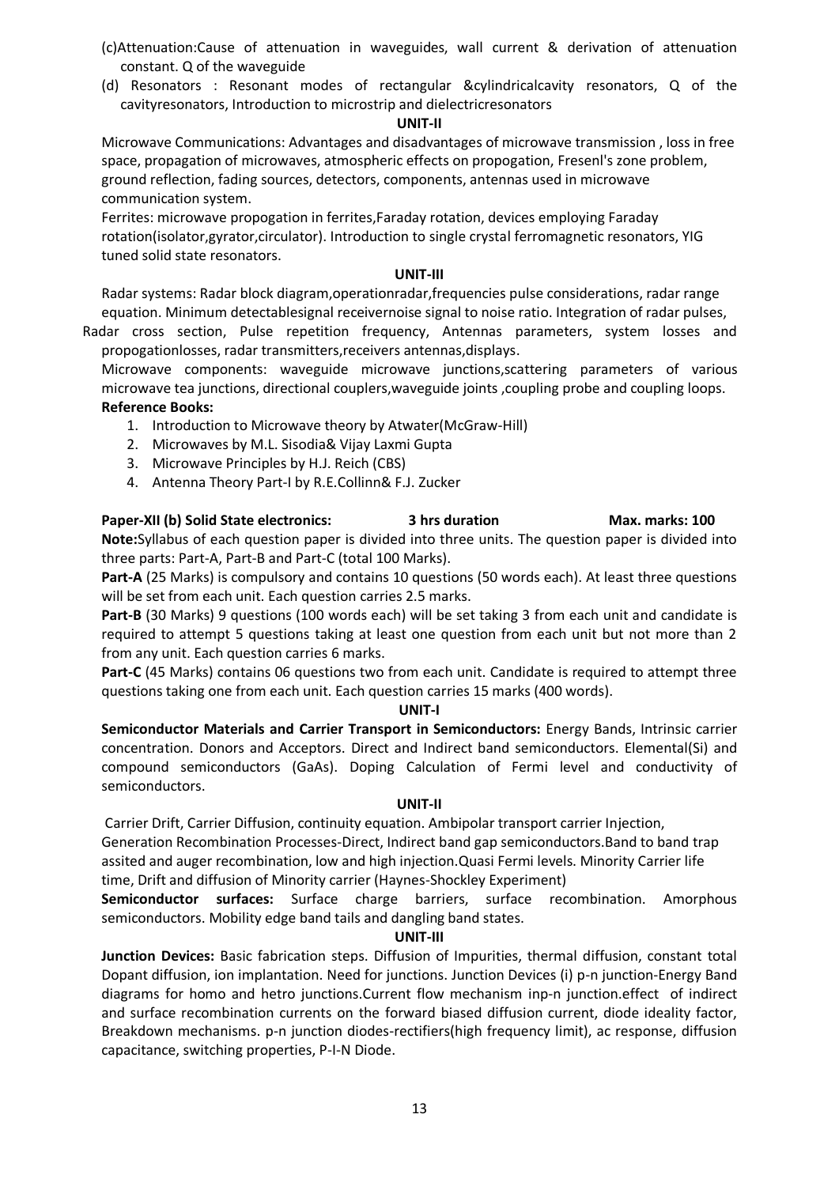(c)Attenuation:Cause of attenuation in waveguides, wall current & derivation of attenuation constant. Q of the waveguide

(d) Resonators : Resonant modes of rectangular &cylindricalcavity resonators, Q of the cavityresonators, Introduction to microstrip and dielectricresonators

**UNIT-II**

Microwave Communications: Advantages and disadvantages of microwave transmission , loss in free space, propagation of microwaves, atmospheric effects on propogation, Fresenl's zone problem, ground reflection, fading sources, detectors, components, antennas used in microwave communication system.

Ferrites: microwave propogation in ferrites,Faraday rotation, devices employing Faraday rotation(isolator,gyrator,circulator). Introduction to single crystal ferromagnetic resonators, YIG tuned solid state resonators.

**UNIT-III**

Radar systems: Radar block diagram,operationradar,frequencies pulse considerations, radar range equation. Minimum detectablesignal receivernoise signal to noise ratio. Integration of radar pulses, Radar cross section, Pulse repetition frequency, Antennas parameters, system losses and propogationlosses, radar transmitters,receivers antennas,displays.

Microwave components: waveguide microwave junctions,scattering parameters of various microwave tea junctions, directional couplers,waveguide joints ,coupling probe and coupling loops.

**Reference Books:**

1. Introduction to Microwave theory by Atwater(McGraw-Hill)
2. Microwaves by M.L. Sisodia& Vijay Laxmi Gupta
3. Microwave Principles by H.J. Reich (CBS)
4. Antenna Theory Part-I by R.E.Collinn& F.J. Zucker

**Paper-XII (b) Solid State electronics: 3 hrs duration Max. marks: 100**

**Note:**Syllabus of each question paper is divided into three units. The question paper is divided into three parts: Part-A, Part-B and Part-C (total 100 Marks).

**Part-A** (25 Marks) is compulsory and contains 10 questions (50 words each). At least three questions will be set from each unit. Each question carries 2.5 marks.

**Part-B** (30 Marks) 9 questions (100 words each) will be set taking 3 from each unit and candidate is required to attempt 5 questions taking at least one question from each unit but not more than 2 from any unit. Each question carries 6 marks.

**Part-C** (45 Marks) contains 06 questions two from each unit. Candidate is required to attempt three questions taking one from each unit. Each question carries 15 marks (400 words).

**UNIT-I**

**Semiconductor Materials and Carrier Transport in Semiconductors:** Energy Bands, Intrinsic carrier concentration. Donors and Acceptors. Direct and Indirect band semiconductors. Elemental(Si) and compound semiconductors (GaAs). Doping Calculation of Fermi level and conductivity of semiconductors.

**UNIT-II**

Carrier Drift, Carrier Diffusion, continuity equation. Ambipolar transport carrier Injection, Generation Recombination Processes-Direct, Indirect band gap semiconductors.Band to band trap assited and auger recombination, low and high injection.Quasi Fermi levels. Minority Carrier life time, Drift and diffusion of Minority carrier (Haynes-Shockley Experiment)

**Semiconductor surfaces:** Surface charge barriers, surface recombination. Amorphous semiconductors. Mobility edge band tails and dangling band states.

**UNIT-III**

**Junction Devices:** Basic fabrication steps. Diffusion of Impurities, thermal diffusion, constant total Dopant diffusion, ion implantation. Need for junctions. Junction Devices (i) p-n junction-Energy Band diagrams for homo and hetro junctions.Current flow mechanism inp-n junction.effect of indirect and surface recombination currents on the forward biased diffusion current, diode ideality factor, Breakdown mechanisms. p-n junction diodes-rectifiers(high frequency limit), ac response, diffusion capacitance, switching properties, P-I-N Diode.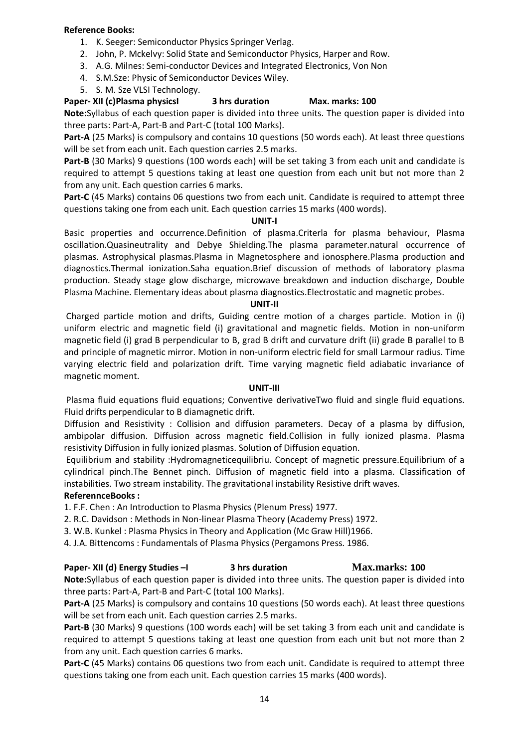**Reference Books:**

1. K. Seeger: Semiconductor Physics Springer Verlag.
2. John, P. Mckelvy: Solid State and Semiconductor Physics, Harper and Row.
3. A.G. Milnes: Semi-conductor Devices and Integrated Electronics, Von Non
4. S.M.Sze: Physic of Semiconductor Devices Wiley.
5. S. M. Sze VLSI Technology.

**Paper- XII (c)Plasma physicsI 3 hrs duration Max. marks: 100**

**Note:**Syllabus of each question paper is divided into three units. The question paper is divided into three parts: Part-A, Part-B and Part-C (total 100 Marks).

**Part-A** (25 Marks) is compulsory and contains 10 questions (50 words each). At least three questions will be set from each unit. Each question carries 2.5 marks.

**Part-B** (30 Marks) 9 questions (100 words each) will be set taking 3 from each unit and candidate is required to attempt 5 questions taking at least one question from each unit but not more than 2 from any unit. Each question carries 6 marks.

**Part-C** (45 Marks) contains 06 questions two from each unit. Candidate is required to attempt three questions taking one from each unit. Each question carries 15 marks (400 words).

**UNIT-I**

Basic properties and occurrence.Definition of plasma.Criterla for plasma behaviour, Plasma oscillation.Quasineutrality and Debye Shielding.The plasma parameter.natural occurrence of plasmas. Astrophysical plasmas.Plasma in Magnetosphere and ionosphere.Plasma production and diagnostics.Thermal ionization.Saha equation.Brief discussion of methods of laboratory plasma production. Steady stage glow discharge, microwave breakdown and induction discharge, Double Plasma Machine. Elementary ideas about plasma diagnostics.Electrostatic and magnetic probes.

**UNIT-II**

Charged particle motion and drifts, Guiding centre motion of a charges particle. Motion in (i) uniform electric and magnetic field (i) gravitational and magnetic fields. Motion in non-uniform magnetic field (i) grad B perpendicular to B, grad B drift and curvature drift (ii) grade B parallel to B and principle of magnetic mirror. Motion in non-uniform electric field for small Larmour radius. Time varying electric field and polarization drift. Time varying magnetic field adiabatic invariance of magnetic moment.

**UNIT-III**

Plasma fluid equations fluid equations; Conventive derivativeTwo fluid and single fluid equations. Fluid drifts perpendicular to B diamagnetic drift.

Diffusion and Resistivity : Collision and diffusion parameters. Decay of a plasma by diffusion, ambipolar diffusion. Diffusion across magnetic field.Collision in fully ionized plasma. Plasma resistivity Diffusion in fully ionized plasmas. Solution of Diffusion equation.

Equilibrium and stability :Hydromagneticequilibriu. Concept of magnetic pressure.Equilibrium of a cylindrical pinch.The Bennet pinch. Diffusion of magnetic field into a plasma. Classification of instabilities. Two stream instability. The gravitational instability Resistive drift waves.

**ReferennceBooks :**

1. F.F. Chen : An Introduction to Plasma Physics (Plenum Press) 1977.
2. R.C. Davidson : Methods in Non-linear Plasma Theory (Academy Press) 1972.
3. W.B. Kunkel : Plasma Physics in Theory and Application (Mc Graw Hill)1966.
4. J.A. Bittencoms : Fundamentals of Plasma Physics (Pergamons Press. 1986.

**Paper- XII (d) Energy Studies –I 3 hrs duration Max.marks: 100**

**Note:**Syllabus of each question paper is divided into three units. The question paper is divided into three parts: Part-A, Part-B and Part-C (total 100 Marks).

**Part-A** (25 Marks) is compulsory and contains 10 questions (50 words each). At least three questions will be set from each unit. Each question carries 2.5 marks.

**Part-B** (30 Marks) 9 questions (100 words each) will be set taking 3 from each unit and candidate is required to attempt 5 questions taking at least one question from each unit but not more than 2 from any unit. Each question carries 6 marks.

**Part-C** (45 Marks) contains 06 questions two from each unit. Candidate is required to attempt three questions taking one from each unit. Each question carries 15 marks (400 words).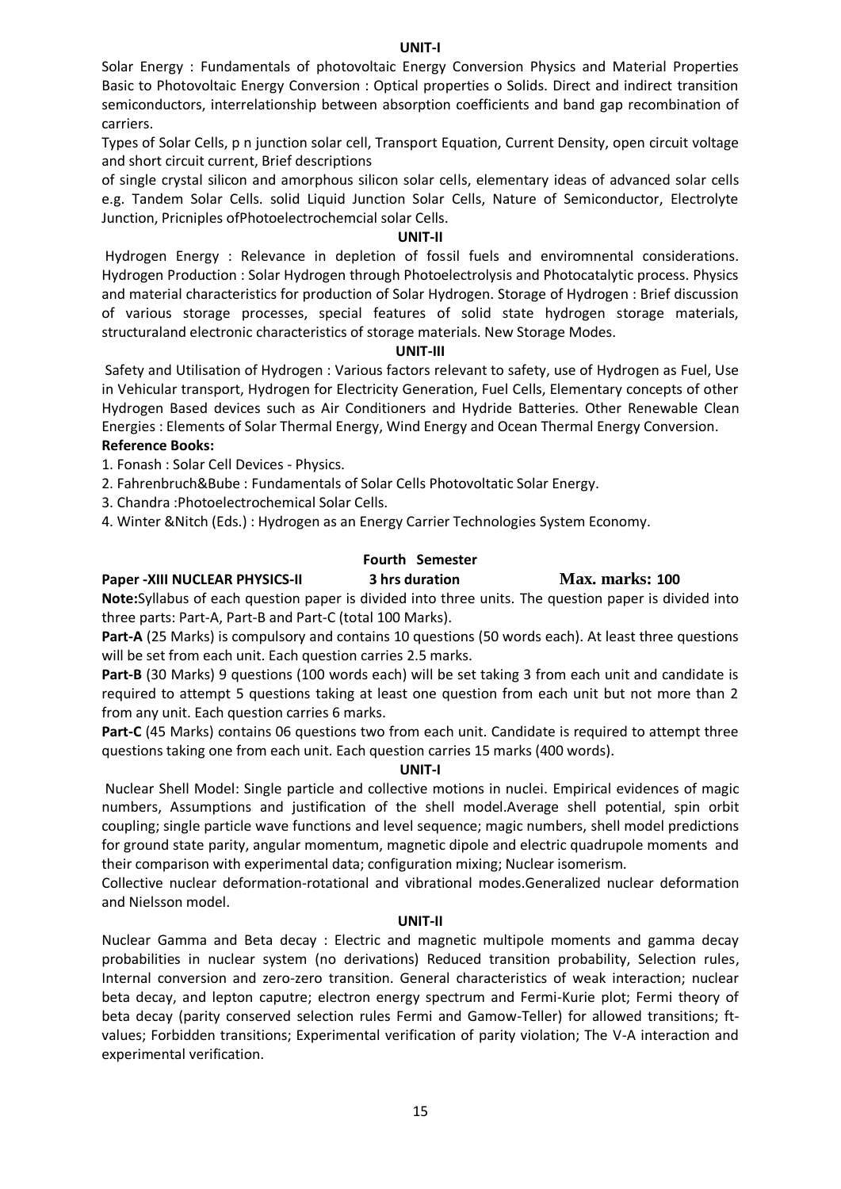**UNIT-I**

Solar Energy : Fundamentals of photovoltaic Energy Conversion Physics and Material Properties Basic to Photovoltaic Energy Conversion : Optical properties o Solids. Direct and indirect transition semiconductors, interrelationship between absorption coefficients and band gap recombination of carriers.

Types of Solar Cells, p n junction solar cell, Transport Equation, Current Density, open circuit voltage and short circuit current, Brief descriptions

of single crystal silicon and amorphous silicon solar cells, elementary ideas of advanced solar cells e.g. Tandem Solar Cells. solid Liquid Junction Solar Cells, Nature of Semiconductor, Electrolyte Junction, Pricniples ofPhotoelectrochemcial solar Cells.

**UNIT-II**

Hydrogen Energy : Relevance in depletion of fossil fuels and enviromnental considerations. Hydrogen Production : Solar Hydrogen through Photoelectrolysis and Photocatalytic process. Physics and material characteristics for production of Solar Hydrogen. Storage of Hydrogen : Brief discussion of various storage processes, special features of solid state hydrogen storage materials, structuraland electronic characteristics of storage materials. New Storage Modes.

**UNIT-III**

Safety and Utilisation of Hydrogen : Various factors relevant to safety, use of Hydrogen as Fuel, Use in Vehicular transport, Hydrogen for Electricity Generation, Fuel Cells, Elementary concepts of other Hydrogen Based devices such as Air Conditioners and Hydride Batteries. Other Renewable Clean Energies : Elements of Solar Thermal Energy, Wind Energy and Ocean Thermal Energy Conversion.

**Reference Books:**

1. Fonash : Solar Cell Devices - Physics.
2. Fahrenbruch&Bube : Fundamentals of Solar Cells Photovoltatic Solar Energy.
3. Chandra :Photoelectrochemical Solar Cells.
4. Winter &Nitch (Eds.) : Hydrogen as an Energy Carrier Technologies System Economy.

**Fourth Semester**

**Paper -XIII NUCLEAR PHYSICS-II** **3 hrs duration** **Max. marks: 100**

**Note:**Syllabus of each question paper is divided into three units. The question paper is divided into three parts: Part-A, Part-B and Part-C (total 100 Marks).

**Part-A** (25 Marks) is compulsory and contains 10 questions (50 words each). At least three questions will be set from each unit. Each question carries 2.5 marks.

**Part-B** (30 Marks) 9 questions (100 words each) will be set taking 3 from each unit and candidate is required to attempt 5 questions taking at least one question from each unit but not more than 2 from any unit. Each question carries 6 marks.

**Part-C** (45 Marks) contains 06 questions two from each unit. Candidate is required to attempt three questions taking one from each unit. Each question carries 15 marks (400 words).

**UNIT-I**

Nuclear Shell Model: Single particle and collective motions in nuclei. Empirical evidences of magic numbers, Assumptions and justification of the shell model.Average shell potential, spin orbit coupling; single particle wave functions and level sequence; magic numbers, shell model predictions for ground state parity, angular momentum, magnetic dipole and electric quadrupole moments and their comparison with experimental data; configuration mixing; Nuclear isomerism.

Collective nuclear deformation-rotational and vibrational modes.Generalized nuclear deformation and Nielsson model.

**UNIT-II**

Nuclear Gamma and Beta decay : Electric and magnetic multipole moments and gamma decay probabilities in nuclear system (no derivations) Reduced transition probability, Selection rules, Internal conversion and zero-zero transition. General characteristics of weak interaction; nuclear beta decay, and lepton caputre; electron energy spectrum and Fermi-Kurie plot; Fermi theory of beta decay (parity conserved selection rules Fermi and Gamow-Teller) for allowed transitions; ft-values; Forbidden transitions; Experimental verification of parity violation; The V-A interaction and experimental verification.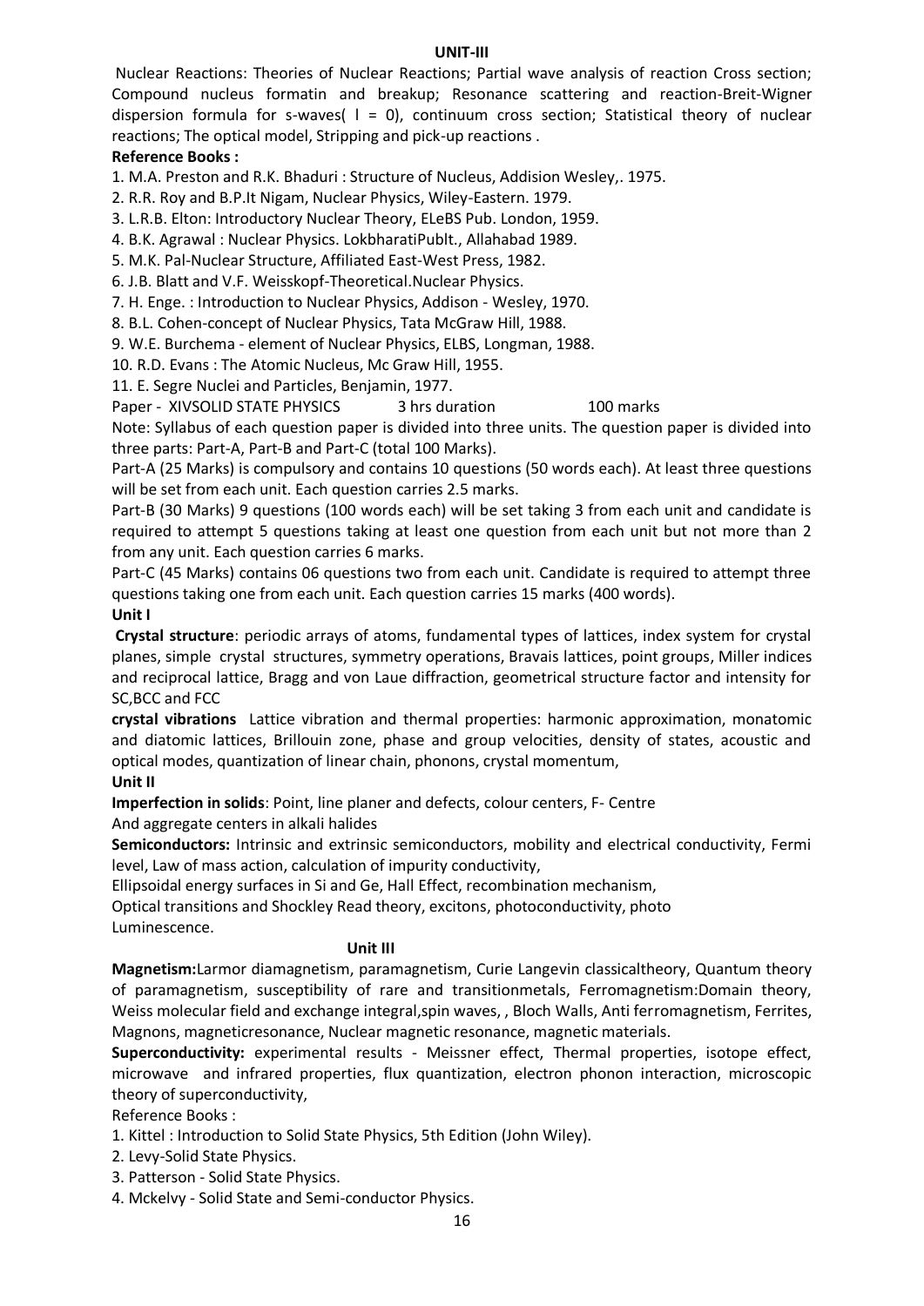### UNIT-III

Nuclear Reactions: Theories of Nuclear Reactions; Partial wave analysis of reaction Cross section; Compound nucleus formatin and breakup; Resonance scattering and reaction-Breit-Wigner dispersion formula for s-waves( l = 0), continuum cross section; Statistical theory of nuclear reactions; The optical model, Stripping and pick-up reactions .

**Reference Books :**

1. M.A. Preston and R.K. Bhaduri : Structure of Nucleus, Addision Wesley,. 1975.
2. R.R. Roy and B.P.It Nigam, Nuclear Physics, Wiley-Eastern. 1979.
3. L.R.B. Elton: Introductory Nuclear Theory, ELeBS Pub. London, 1959.
4. B.K. Agrawal : Nuclear Physics. LokbharatiPublt., Allahabad 1989.
5. M.K. Pal-Nuclear Structure, Affiliated East-West Press, 1982.
6. J.B. Blatt and V.F. Weisskopf-Theoretical.Nuclear Physics.
7. H. Enge. : Introduction to Nuclear Physics, Addison - Wesley, 1970.
8. B.L. Cohen-concept of Nuclear Physics, Tata McGraw Hill, 1988.
9. W.E. Burchema - element of Nuclear Physics, ELBS, Longman, 1988.
10. R.D. Evans : The Atomic Nucleus, Mc Graw Hill, 1955.
11. E. Segre Nuclei and Particles, Benjamin, 1977.

Paper - XIVSOLID STATE PHYSICS 3 hrs duration 100 marks

Note: Syllabus of each question paper is divided into three units. The question paper is divided into three parts: Part-A, Part-B and Part-C (total 100 Marks).

Part-A (25 Marks) is compulsory and contains 10 questions (50 words each). At least three questions will be set from each unit. Each question carries 2.5 marks.

Part-B (30 Marks) 9 questions (100 words each) will be set taking 3 from each unit and candidate is required to attempt 5 questions taking at least one question from each unit but not more than 2 from any unit. Each question carries 6 marks.

Part-C (45 Marks) contains 06 questions two from each unit. Candidate is required to attempt three questions taking one from each unit. Each question carries 15 marks (400 words).

### Unit I

**Crystal structure**: periodic arrays of atoms, fundamental types of lattices, index system for crystal planes, simple crystal structures, symmetry operations, Bravais lattices, point groups, Miller indices and reciprocal lattice, Bragg and von Laue diffraction, geometrical structure factor and intensity for SC,BCC and FCC

**crystal vibrations** Lattice vibration and thermal properties: harmonic approximation, monatomic and diatomic lattices, Brillouin zone, phase and group velocities, density of states, acoustic and optical modes, quantization of linear chain, phonons, crystal momentum,

### Unit II

**Imperfection in solids**: Point, line planer and defects, colour centers, F- Centre And aggregate centers in alkali halides

**Semiconductors:** Intrinsic and extrinsic semiconductors, mobility and electrical conductivity, Fermi level, Law of mass action, calculation of impurity conductivity,
Ellipsoidal energy surfaces in Si and Ge, Hall Effect, recombination mechanism,
Optical transitions and Shockley Read theory, excitons, photoconductivity, photo
Luminescence.

### Unit III

**Magnetism:**Larmor diamagnetism, paramagnetism, Curie Langevin classicaltheory, Quantum theory of paramagnetism, susceptibility of rare and transitionmetals, Ferromagnetism:Domain theory, Weiss molecular field and exchange integral,spin waves, , Bloch Walls, Anti ferromagnetism, Ferrites, Magnons, magneticresonance, Nuclear magnetic resonance, magnetic materials.

**Superconductivity:** experimental results - Meissner effect, Thermal properties, isotope effect, microwave and infrared properties, flux quantization, electron phonon interaction, microscopic theory of superconductivity,

Reference Books :

1. Kittel : Introduction to Solid State Physics, 5th Edition (John Wiley).
2. Levy-Solid State Physics.
3. Patterson - Solid State Physics.
4. Mckelvy - Solid State and Semi-conductor Physics.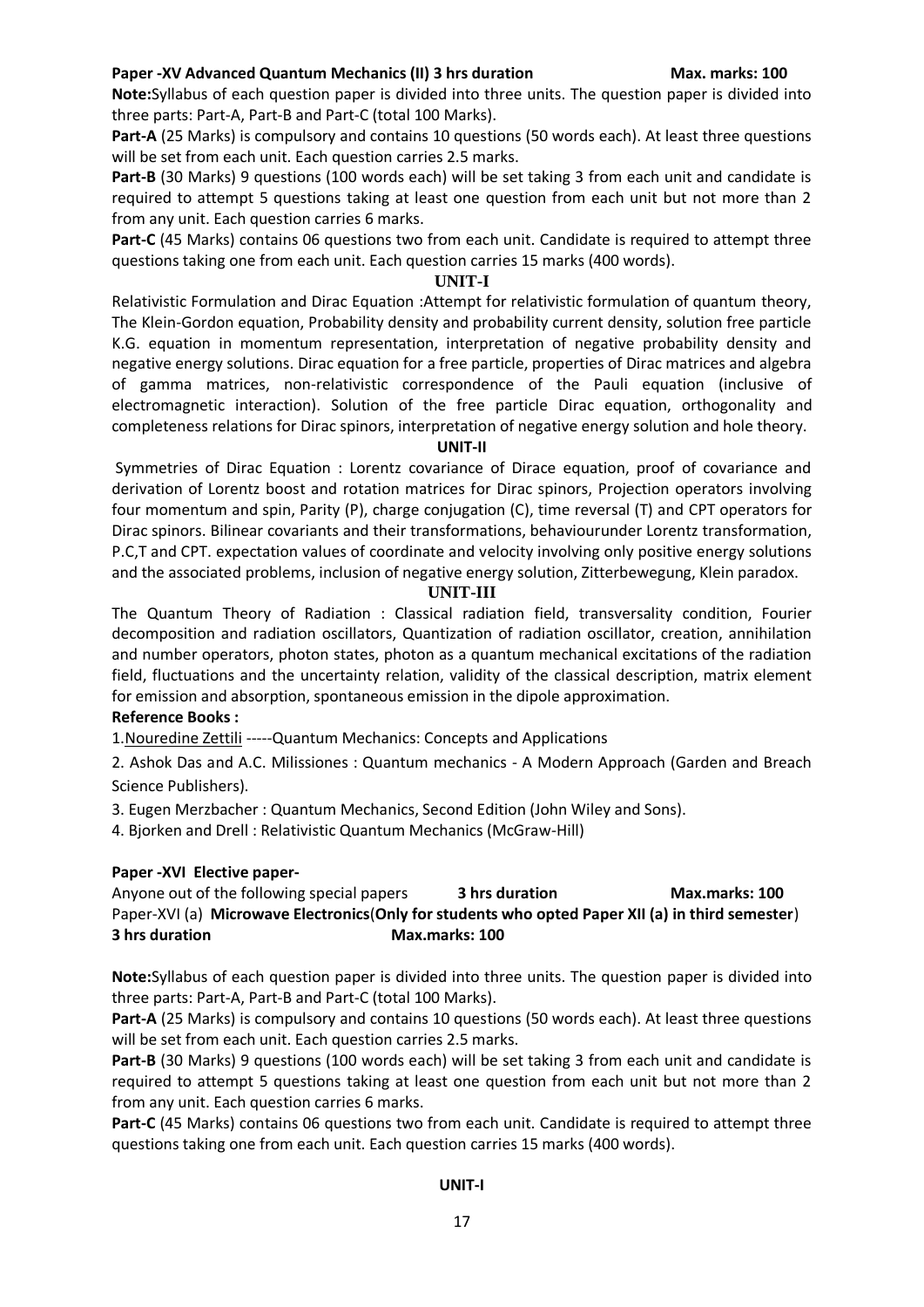**Paper -XV Advanced Quantum Mechanics (II) 3 hrs duration Max. marks: 100**

**Note:** Syllabus of each question paper is divided into three units. The question paper is divided into three parts: Part-A, Part-B and Part-C (total 100 Marks).

**Part-A** (25 Marks) is compulsory and contains 10 questions (50 words each). At least three questions will be set from each unit. Each question carries 2.5 marks.

**Part-B** (30 Marks) 9 questions (100 words each) will be set taking 3 from each unit and candidate is required to attempt 5 questions taking at least one question from each unit but not more than 2 from any unit. Each question carries 6 marks.

**Part-C** (45 Marks) contains 06 questions two from each unit. Candidate is required to attempt three questions taking one from each unit. Each question carries 15 marks (400 words).

### UNIT-I

Relativistic Formulation and Dirac Equation :Attempt for relativistic formulation of quantum theory, The Klein-Gordon equation, Probability density and probability current density, solution free particle K.G. equation in momentum representation, interpretation of negative probability density and negative energy solutions. Dirac equation for a free particle, properties of Dirac matrices and algebra of gamma matrices, non-relativistic correspondence of the Pauli equation (inclusive of electromagnetic interaction). Solution of the free particle Dirac equation, orthogonality and completeness relations for Dirac spinors, interpretation of negative energy solution and hole theory.

### UNIT-II

Symmetries of Dirac Equation : Lorentz covariance of Dirace equation, proof of covariance and derivation of Lorentz boost and rotation matrices for Dirac spinors, Projection operators involving four momentum and spin, Parity (P), charge conjugation (C), time reversal (T) and CPT operators for Dirac spinors. Bilinear covariants and their transformations, behaviourunder Lorentz transformation, P.C,T and CPT. expectation values of coordinate and velocity involving only positive energy solutions and the associated problems, inclusion of negative energy solution, Zitterbewegung, Klein paradox.

### UNIT-III

The Quantum Theory of Radiation : Classical radiation field, transversality condition, Fourier decomposition and radiation oscillators, Quantization of radiation oscillator, creation, annihilation and number operators, photon states, photon as a quantum mechanical excitations of the radiation field, fluctuations and the uncertainty relation, validity of the classical description, matrix element for emission and absorption, spontaneous emission in the dipole approximation.

**Reference Books :**

1. Nouredine Zettili -----Quantum Mechanics: Concepts and Applications
2. Ashok Das and A.C. Milissiones : Quantum mechanics - A Modern Approach (Garden and Breach Science Publishers).
3. Eugen Merzbacher : Quantum Mechanics, Second Edition (John Wiley and Sons).
4. Bjorken and Drell : Relativistic Quantum Mechanics (McGraw-Hill)

**Paper -XVI Elective paper-**

Anyone out of the following special papers **3 hrs duration** **Max.marks: 100**

Paper-XVI (a) **Microwave Electronics**(**Only for students who opted Paper XII (a) in third semester**)

**3 hrs duration** **Max.marks: 100**

**Note:** Syllabus of each question paper is divided into three units. The question paper is divided into three parts: Part-A, Part-B and Part-C (total 100 Marks).

**Part-A** (25 Marks) is compulsory and contains 10 questions (50 words each). At least three questions will be set from each unit. Each question carries 2.5 marks.

**Part-B** (30 Marks) 9 questions (100 words each) will be set taking 3 from each unit and candidate is required to attempt 5 questions taking at least one question from each unit but not more than 2 from any unit. Each question carries 6 marks.

**Part-C** (45 Marks) contains 06 questions two from each unit. Candidate is required to attempt three questions taking one from each unit. Each question carries 15 marks (400 words).

### UNIT-I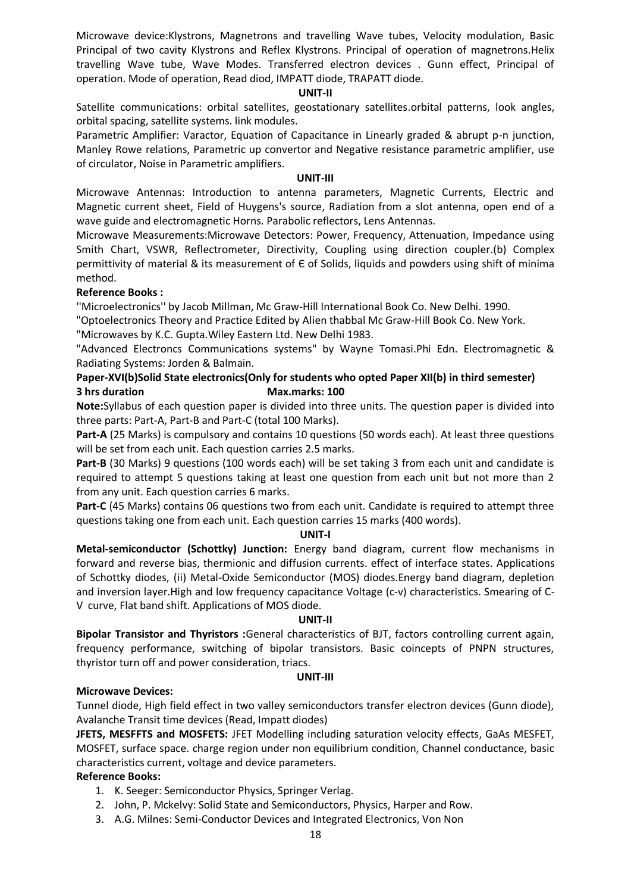Microwave device:Klystrons, Magnetrons and travelling Wave tubes, Velocity modulation, Basic Principal of two cavity Klystrons and Reflex Klystrons. Principal of operation of magnetrons.Helix travelling Wave tube, Wave Modes. Transferred electron devices . Gunn effect, Principal of operation. Mode of operation, Read diod, IMPATT diode, TRAPATT diode.

**UNIT-II**

Satellite communications: orbital satellites, geostationary satellites.orbital patterns, look angles, orbital spacing, satellite systems. link modules.

Parametric Amplifier: Varactor, Equation of Capacitance in Linearly graded & abrupt p-n junction, Manley Rowe relations, Parametric up convertor and Negative resistance parametric amplifier, use of circulator, Noise in Parametric amplifiers.

**UNIT-III**

Microwave Antennas: Introduction to antenna parameters, Magnetic Currents, Electric and Magnetic current sheet, Field of Huygens's source, Radiation from a slot antenna, open end of a wave guide and electromagnetic Horns. Parabolic reflectors, Lens Antennas.

Microwave Measurements:Microwave Detectors: Power, Frequency, Attenuation, Impedance using Smith Chart, VSWR, Reflectrometer, Directivity, Coupling using direction coupler.(b) Complex permittivity of material & its measurement of Є of Solids, liquids and powders using shift of minima method.

**Reference Books :**

''Microelectronics'' by Jacob Millman, Mc Graw-Hill International Book Co. New Delhi. 1990.

"Optoelectronics Theory and Practice Edited by Alien thabbal Mc Graw-Hill Book Co. New York.

"Microwaves by K.C. Gupta.Wiley Eastern Ltd. New Delhi 1983.

"Advanced Electroncs Communications systems" by Wayne Tomasi.Phi Edn. Electromagnetic & Radiating Systems: Jorden & Balmain.

**Paper-XVI(b)Solid State electronics(Only for students who opted Paper XII(b) in third semester)**

**3 hrs duration Max.marks: 100**

**Note:**Syllabus of each question paper is divided into three units. The question paper is divided into three parts: Part-A, Part-B and Part-C (total 100 Marks).

**Part-A** (25 Marks) is compulsory and contains 10 questions (50 words each). At least three questions will be set from each unit. Each question carries 2.5 marks.

**Part-B** (30 Marks) 9 questions (100 words each) will be set taking 3 from each unit and candidate is required to attempt 5 questions taking at least one question from each unit but not more than 2 from any unit. Each question carries 6 marks.

**Part-C** (45 Marks) contains 06 questions two from each unit. Candidate is required to attempt three questions taking one from each unit. Each question carries 15 marks (400 words).

**UNIT-I**

**Metal-semiconductor (Schottky) Junction:** Energy band diagram, current flow mechanisms in forward and reverse bias, thermionic and diffusion currents. effect of interface states. Applications of Schottky diodes, (ii) Metal-Oxide Semiconductor (MOS) diodes.Energy band diagram, depletion and inversion layer.High and low frequency capacitance Voltage (c-v) characteristics. Smearing of C-V curve, Flat band shift. Applications of MOS diode.

**UNIT-II**

**Bipolar Transistor and Thyristors :**General characteristics of BJT, factors controlling current again, frequency performance, switching of bipolar transistors. Basic coincepts of PNPN structures, thyristor turn off and power consideration, triacs.

**UNIT-III**

**Microwave Devices:**

Tunnel diode, High field effect in two valley semiconductors transfer electron devices (Gunn diode), Avalanche Transit time devices (Read, Impatt diodes)

**JFETS, MESFFTS and MOSFETS:** JFET Modelling including saturation velocity effects, GaAs MESFET, MOSFET, surface space. charge region under non equilibrium condition, Channel conductance, basic characteristics current, voltage and device parameters.

**Reference Books:**

1. K. Seeger: Semiconductor Physics, Springer Verlag.
2. John, P. Mckelvy: Solid State and Semiconductors, Physics, Harper and Row.
3. A.G. Milnes: Semi-Conductor Devices and Integrated Electronics, Von Non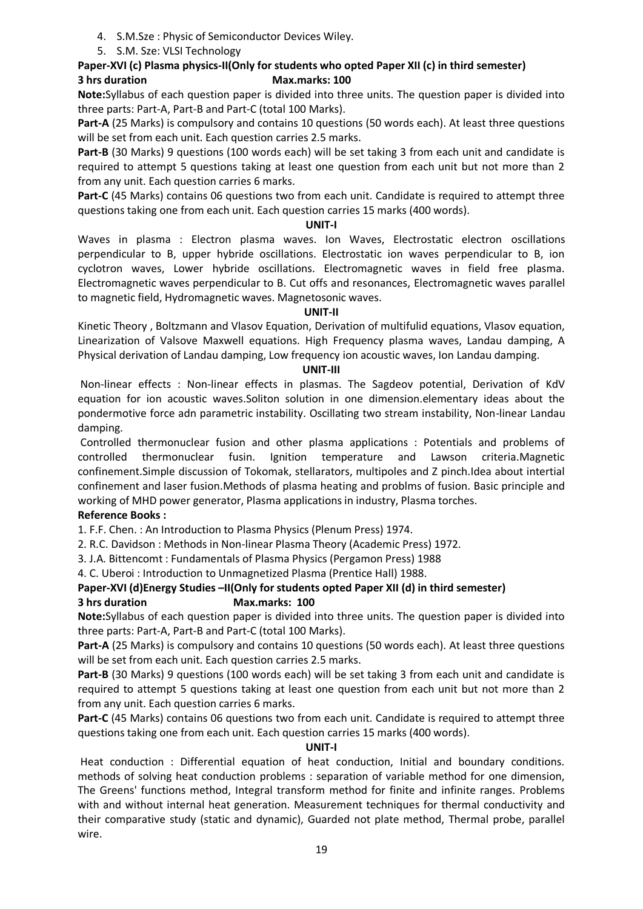4. S.M.Sze : Physic of Semiconductor Devices Wiley.
5. S.M. Sze: VLSI Technology

**Paper-XVI (c) Plasma physics-II(Only for students who opted Paper XII (c) in third semester)**

**3 hrs duration Max.marks: 100**

**Note:**Syllabus of each question paper is divided into three units. The question paper is divided into three parts: Part-A, Part-B and Part-C (total 100 Marks).

**Part-A** (25 Marks) is compulsory and contains 10 questions (50 words each). At least three questions will be set from each unit. Each question carries 2.5 marks.

**Part-B** (30 Marks) 9 questions (100 words each) will be set taking 3 from each unit and candidate is required to attempt 5 questions taking at least one question from each unit but not more than 2 from any unit. Each question carries 6 marks.

**Part-C** (45 Marks) contains 06 questions two from each unit. Candidate is required to attempt three questions taking one from each unit. Each question carries 15 marks (400 words).

**UNIT-I**

Waves in plasma : Electron plasma waves. Ion Waves, Electrostatic electron oscillations perpendicular to B, upper hybride oscillations. Electrostatic ion waves perpendicular to B, ion cyclotron waves, Lower hybride oscillations. Electromagnetic waves in field free plasma. Electromagnetic waves perpendicular to B. Cut offs and resonances, Electromagnetic waves parallel to magnetic field, Hydromagnetic waves. Magnetosonic waves.

**UNIT-II**

Kinetic Theory , Boltzmann and Vlasov Equation, Derivation of multifulid equations, Vlasov equation, Linearization of Valsove Maxwell equations. High Frequency plasma waves, Landau damping, A Physical derivation of Landau damping, Low frequency ion acoustic waves, Ion Landau damping.

**UNIT-III**

Non-linear effects : Non-linear effects in plasmas. The Sagdeov potential, Derivation of KdV equation for ion acoustic waves.Soliton solution in one dimension.elementary ideas about the pondermotive force adn parametric instability. Oscillating two stream instability, Non-linear Landau damping.

Controlled thermonuclear fusion and other plasma applications : Potentials and problems of controlled thermonuclear fusin. Ignition temperature and Lawson criteria.Magnetic confinement.Simple discussion of Tokomak, stellarators, multipoles and Z pinch.Idea about intertial confinement and laser fusion.Methods of plasma heating and problms of fusion. Basic principle and working of MHD power generator, Plasma applications in industry, Plasma torches.

**Reference Books :**

1. F.F. Chen. : An Introduction to Plasma Physics (Plenum Press) 1974.
2. R.C. Davidson : Methods in Non-linear Plasma Theory (Academic Press) 1972.
3. J.A. Bittencomt : Fundamentals of Plasma Physics (Pergamon Press) 1988
4. C. Uberoi : Introduction to Unmagnetized Plasma (Prentice Hall) 1988.

**Paper-XVI (d)Energy Studies –II(Only for students opted Paper XII (d) in third semester)**

**3 hrs duration Max.marks: 100**

**Note:**Syllabus of each question paper is divided into three units. The question paper is divided into three parts: Part-A, Part-B and Part-C (total 100 Marks).

**Part-A** (25 Marks) is compulsory and contains 10 questions (50 words each). At least three questions will be set from each unit. Each question carries 2.5 marks.

**Part-B** (30 Marks) 9 questions (100 words each) will be set taking 3 from each unit and candidate is required to attempt 5 questions taking at least one question from each unit but not more than 2 from any unit. Each question carries 6 marks.

**Part-C** (45 Marks) contains 06 questions two from each unit. Candidate is required to attempt three questions taking one from each unit. Each question carries 15 marks (400 words).

**UNIT-I**

Heat conduction : Differential equation of heat conduction, Initial and boundary conditions. methods of solving heat conduction problems : separation of variable method for one dimension, The Greens' functions method, Integral transform method for finite and infinite ranges. Problems with and without internal heat generation. Measurement techniques for thermal conductivity and their comparative study (static and dynamic), Guarded not plate method, Thermal probe, parallel wire.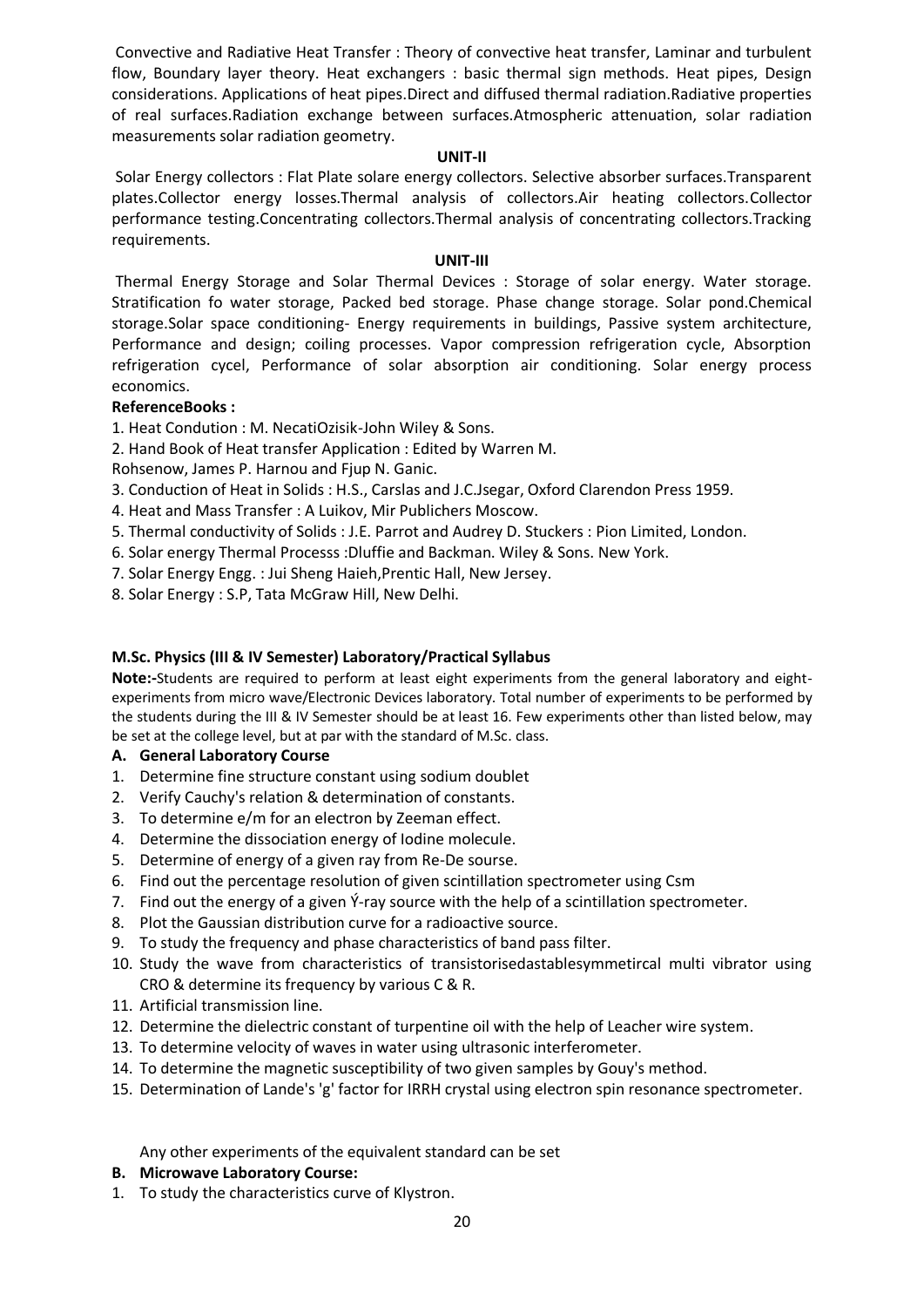Convective and Radiative Heat Transfer : Theory of convective heat transfer, Laminar and turbulent flow, Boundary layer theory. Heat exchangers : basic thermal sign methods. Heat pipes, Design considerations. Applications of heat pipes.Direct and diffused thermal radiation.Radiative properties of real surfaces.Radiation exchange between surfaces.Atmospheric attenuation, solar radiation measurements solar radiation geometry.

**UNIT-II**

Solar Energy collectors : Flat Plate solare energy collectors. Selective absorber surfaces.Transparent plates.Collector energy losses.Thermal analysis of collectors.Air heating collectors.Collector performance testing.Concentrating collectors.Thermal analysis of concentrating collectors.Tracking requirements.

**UNIT-III**

Thermal Energy Storage and Solar Thermal Devices : Storage of solar energy. Water storage. Stratification fo water storage, Packed bed storage. Phase change storage. Solar pond.Chemical storage.Solar space conditioning- Energy requirements in buildings, Passive system architecture, Performance and design; coiling processes. Vapor compression refrigeration cycle, Absorption refrigeration cycel, Performance of solar absorption air conditioning. Solar energy process economics.

**ReferenceBooks :**

1. Heat Condution : M. NecatiOzisik-John Wiley & Sons.
2. Hand Book of Heat transfer Application : Edited by Warren M. Rohsenow, James P. Harnou and Fjup N. Ganic.
3. Conduction of Heat in Solids : H.S., Carslas and J.C.Jsegar, Oxford Clarendon Press 1959.
4. Heat and Mass Transfer : A Luikov, Mir Publichers Moscow.
5. Thermal conductivity of Solids : J.E. Parrot and Audrey D. Stuckers : Pion Limited, London.
6. Solar energy Thermal Processs :Dluffie and Backman. Wiley & Sons. New York.
7. Solar Energy Engg. : Jui Sheng Haieh,Prentic Hall, New Jersey.
8. Solar Energy : S.P, Tata McGraw Hill, New Delhi.

**M.Sc. Physics (III & IV Semester) Laboratory/Practical Syllabus**

**Note:-**Students are required to perform at least eight experiments from the general laboratory and eight-experiments from micro wave/Electronic Devices laboratory. Total number of experiments to be performed by the students during the III & IV Semester should be at least 16. Few experiments other than listed below, may be set at the college level, but at par with the standard of M.Sc. class.

**A. General Laboratory Course**

1. Determine fine structure constant using sodium doublet
2. Verify Cauchy's relation & determination of constants.
3. To determine e/m for an electron by Zeeman effect.
4. Determine the dissociation energy of Iodine molecule.
5. Determine of energy of a given ray from Re-De sourse.
6. Find out the percentage resolution of given scintillation spectrometer using Csm
7. Find out the energy of a given Ý-ray source with the help of a scintillation spectrometer.
8. Plot the Gaussian distribution curve for a radioactive source.
9. To study the frequency and phase characteristics of band pass filter.
10. Study the wave from characteristics of transistorisedastablesymmetircal multi vibrator using CRO & determine its frequency by various C & R.
11. Artificial transmission line.
12. Determine the dielectric constant of turpentine oil with the help of Leacher wire system.
13. To determine velocity of waves in water using ultrasonic interferometer.
14. To determine the magnetic susceptibility of two given samples by Gouy's method.
15. Determination of Lande's 'g' factor for IRRH crystal using electron spin resonance spectrometer.

Any other experiments of the equivalent standard can be set

**B. Microwave Laboratory Course:**

1. To study the characteristics curve of Klystron.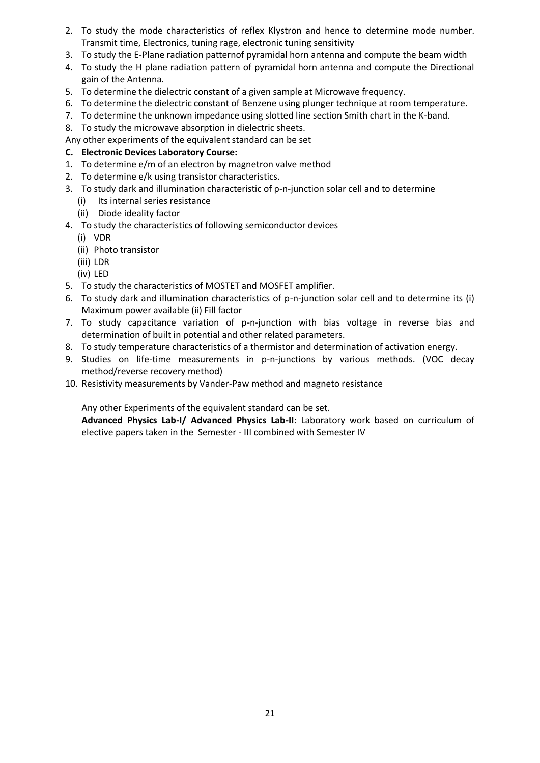2. To study the mode characteristics of reflex Klystron and hence to determine mode number. Transmit time, Electronics, tuning rage, electronic tuning sensitivity
3. To study the E-Plane radiation patternof pyramidal horn antenna and compute the beam width
4. To study the H plane radiation pattern of pyramidal horn antenna and compute the Directional gain of the Antenna.
5. To determine the dielectric constant of a given sample at Microwave frequency.
6. To determine the dielectric constant of Benzene using plunger technique at room temperature.
7. To determine the unknown impedance using slotted line section Smith chart in the K-band.
8. To study the microwave absorption in dielectric sheets.

Any other experiments of the equivalent standard can be set

**C. Electronic Devices Laboratory Course:**

1. To determine e/m of an electron by magnetron valve method
2. To determine e/k using transistor characteristics.
3. To study dark and illumination characteristic of p-n-junction solar cell and to determine
   (i) Its internal series resistance
   (ii) Diode ideality factor
4. To study the characteristics of following semiconductor devices
   (i) VDR
   (ii) Photo transistor
   (iii) LDR
   (iv) LED
5. To study the characteristics of MOSTET and MOSFET amplifier.
6. To study dark and illumination characteristics of p-n-junction solar cell and to determine its (i) Maximum power available (ii) Fill factor
7. To study capacitance variation of p-n-junction with bias voltage in reverse bias and determination of built in potential and other related parameters.
8. To study temperature characteristics of a thermistor and determination of activation energy.
9. Studies on life-time measurements in p-n-junctions by various methods. (VOC decay method/reverse recovery method)
10. Resistivity measurements by Vander-Paw method and magneto resistance

Any other Experiments of the equivalent standard can be set.

**Advanced Physics Lab-I/ Advanced Physics Lab-II**: Laboratory work based on curriculum of elective papers taken in the Semester - III combined with Semester IV